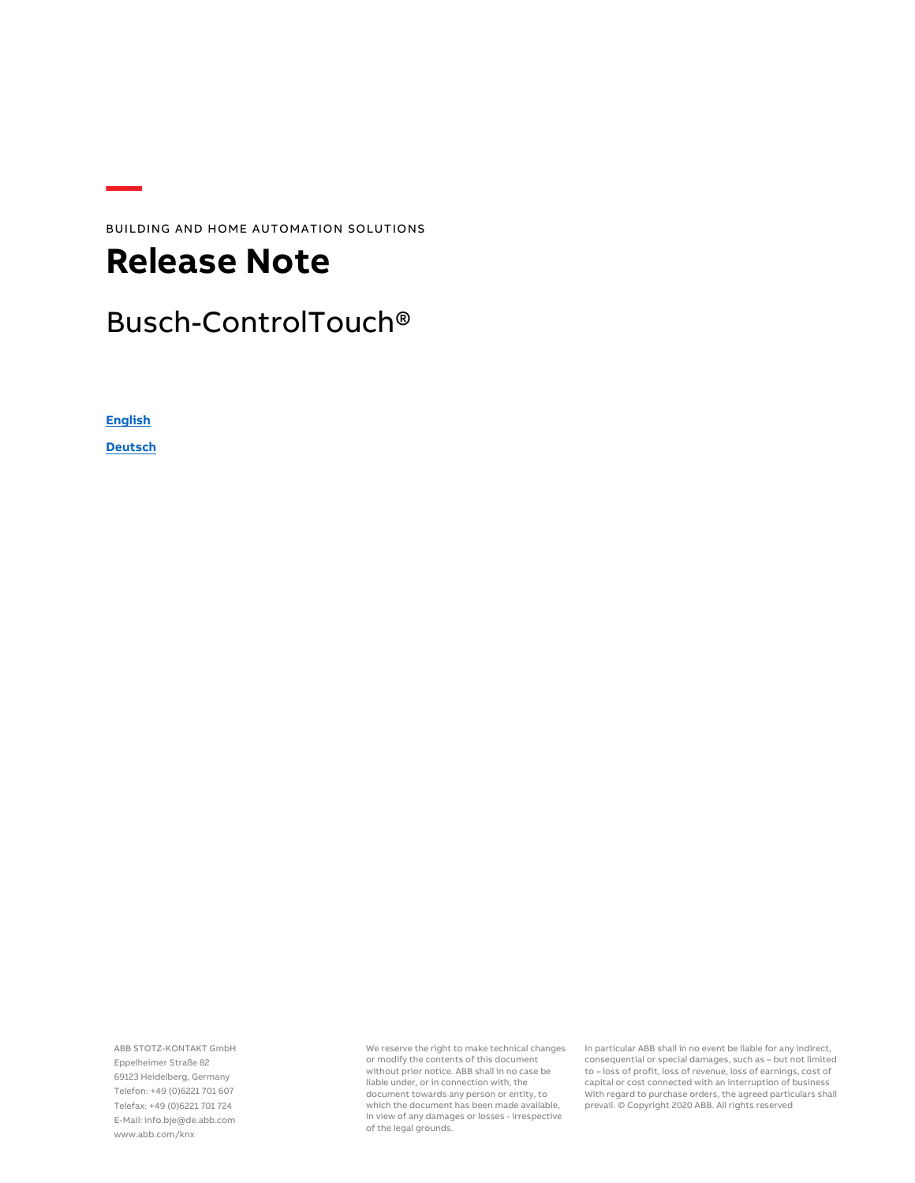BUILDING AND HOME AUTOMATION SOLUTIONS

# Release Note

## Busch-ControlTouch®

**English**

**Deutsch**

ABB STOTZ-KONTAKT GmbH
Eppelheimer Straße 82
69123 Heidelberg, Germany
Telefon: +49 (0)6221 701 607
Telefax: +49 (0)6221 701 724
E-Mail: info.bje@de.abb.com
www.abb.com/knx

We reserve the right to make technical changes or modify the contents of this document without prior notice. ABB shall in no case be liable under, or in connection with, the document towards any person or entity, to which the document has been made available, in view of any damages or losses - irrespective of the legal grounds.

In particular ABB shall in no event be liable for any indirect, consequential or special damages, such as – but not limited to – loss of profit, loss of revenue, loss of earnings, cost of capital or cost connected with an interruption of business With regard to purchase orders, the agreed particulars shall prevail. © Copyright 2020 ABB. All rights reserved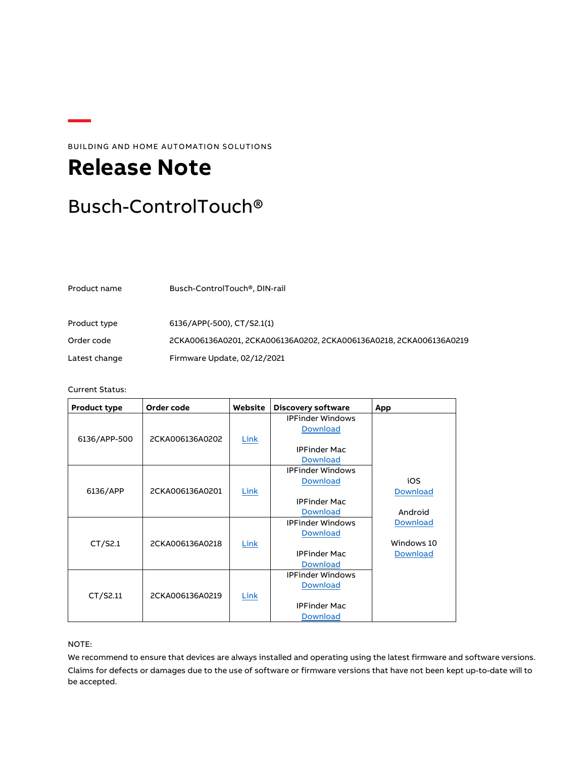BUILDING AND HOME AUTOMATION SOLUTIONS

# Release Note

## Busch-ControlTouch®

| | |
|---|---|
| Product name | Busch-ControlTouch®, DIN-rail |
| Product type | 6136/APP(-500), CT/S2.1(1) |
| Order code | 2CKA006136A0201, 2CKA006136A0202, 2CKA006136A0218, 2CKA006136A0219 |
| Latest change | Firmware Update, 02/12/2021 |

Current Status:

| Product type | Order code | Website | Discovery software | App |
|---|---|---|---|---|
| 6136/APP-500 | 2CKA006136A0202 | Link | IPFinder Windows Download<br><br>IPFinder Mac Download | iOS Download<br><br>Android Download<br><br>Windows 10 Download |
| 6136/APP | 2CKA006136A0201 | Link | IPFinder Windows Download<br><br>IPFinder Mac Download | |
| CT/S2.1 | 2CKA006136A0218 | Link | IPFinder Windows Download<br><br>IPFinder Mac Download | |
| CT/S2.11 | 2CKA006136A0219 | Link | IPFinder Windows Download<br><br>IPFinder Mac Download | |

NOTE:
We recommend to ensure that devices are always installed and operating using the latest firmware and software versions. Claims for defects or damages due to the use of software or firmware versions that have not been kept up-to-date will to be accepted.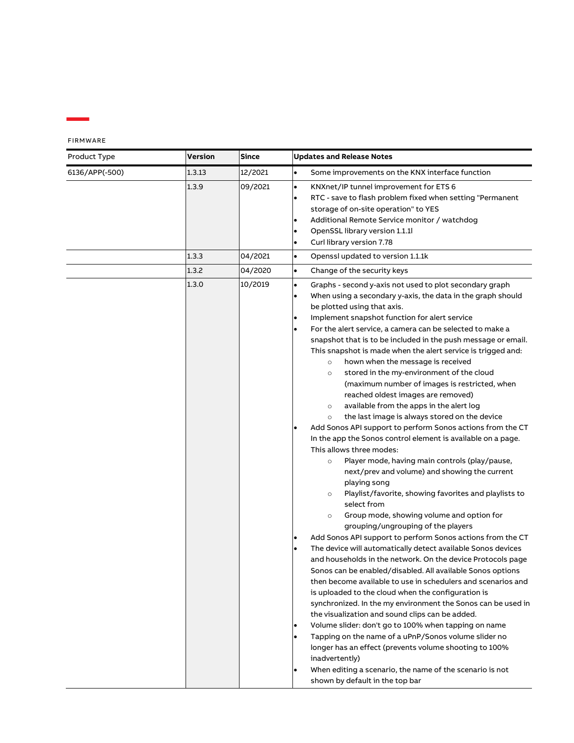FIRMWARE

| Product Type | Version | Since | Updates and Release Notes |
|---|---|---|---|
| 6136/APP(-500) | 1.3.13 | 12/2021 | • Some improvements on the KNX interface function |
| | 1.3.9 | 09/2021 | • KNXnet/IP tunnel improvement for ETS 6<br>• RTC - save to flash problem fixed when setting "Permanent storage of on-site operation" to YES<br>• Additional Remote Service monitor / watchdog<br>• OpenSSL library version 1.1.1l<br>• Curl library version 7.78 |
| | 1.3.3 | 04/2021 | • Openssl updated to version 1.1.1k |
| | 1.3.2 | 04/2020 | • Change of the security keys |
| | 1.3.0 | 10/2019 | • Graphs - second y-axis not used to plot secondary graph<br>• When using a secondary y-axis, the data in the graph should be plotted using that axis.<br>• Implement snapshot function for alert service<br>• For the alert service, a camera can be selected to make a snapshot that is to be included in the push message or email. This snapshot is made when the alert service is trigged and:<br>&nbsp;&nbsp;&nbsp;&nbsp;○ hown when the message is received<br>&nbsp;&nbsp;&nbsp;&nbsp;○ stored in the my-environment of the cloud (maximum number of images is restricted, when reached oldest images are removed)<br>&nbsp;&nbsp;&nbsp;&nbsp;○ available from the apps in the alert log<br>&nbsp;&nbsp;&nbsp;&nbsp;○ the last image is always stored on the device<br>• Add Sonos API support to perform Sonos actions from the CT In the app the Sonos control element is available on a page. This allows three modes:<br>&nbsp;&nbsp;&nbsp;&nbsp;○ Player mode, having main controls (play/pause, next/prev and volume) and showing the current playing song<br>&nbsp;&nbsp;&nbsp;&nbsp;○ Playlist/favorite, showing favorites and playlists to select from<br>&nbsp;&nbsp;&nbsp;&nbsp;○ Group mode, showing volume and option for grouping/ungrouping of the players<br>• Add Sonos API support to perform Sonos actions from the CT<br>• The device will automatically detect available Sonos devices and households in the network. On the device Protocols page Sonos can be enabled/disabled. All available Sonos options then become available to use in schedulers and scenarios and is uploaded to the cloud when the configuration is synchronized. In the my environment the Sonos can be used in the visualization and sound clips can be added.<br>• Volume slider: don't go to 100% when tapping on name<br>• Tapping on the name of a uPnP/Sonos volume slider no longer has an effect (prevents volume shooting to 100% inadvertently)<br>• When editing a scenario, the name of the scenario is not shown by default in the top bar |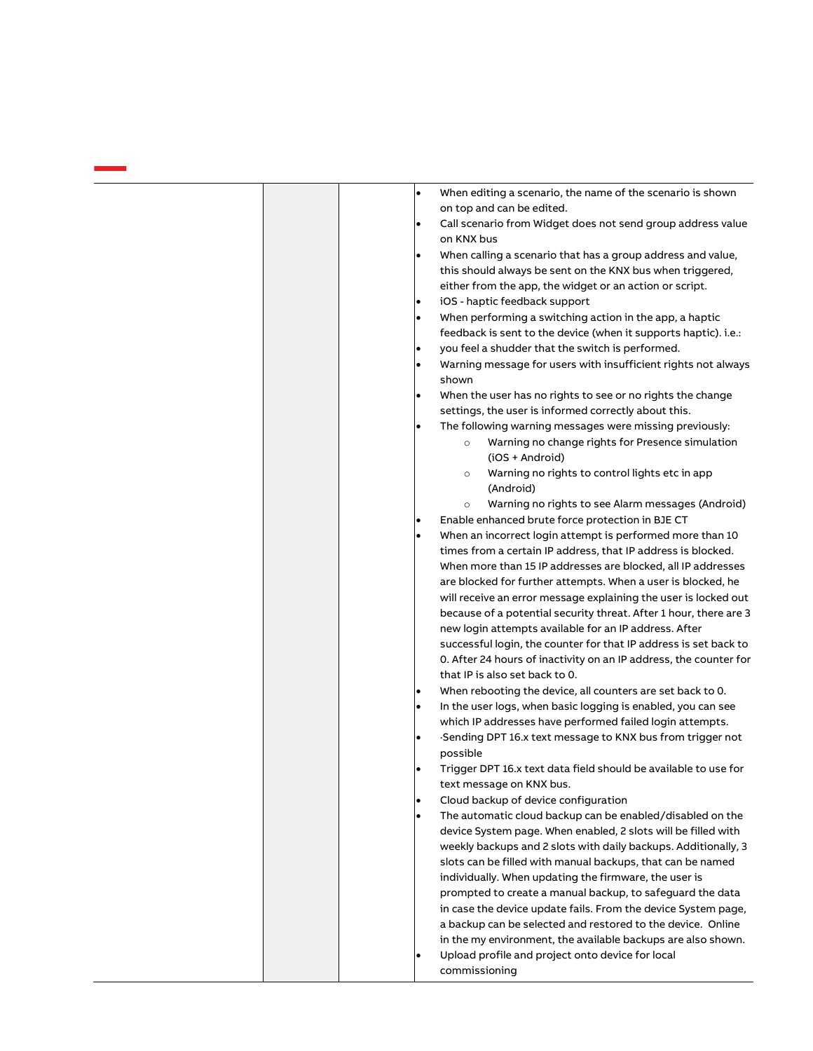| | | | |
|---|---|---|---|
| | | | <ul><li>When editing a scenario, the name of the scenario is shown on top and can be edited.</li><li>Call scenario from Widget does not send group address value on KNX bus</li><li>When calling a scenario that has a group address and value, this should always be sent on the KNX bus when triggered, either from the app, the widget or an action or script.</li><li>iOS - haptic feedback support</li><li>When performing a switching action in the app, a haptic feedback is sent to the device (when it supports haptic). i.e.:</li><li>you feel a shudder that the switch is performed.</li><li>Warning message for users with insufficient rights not always shown</li><li>When the user has no rights to see or no rights the change settings, the user is informed correctly about this.</li><li>The following warning messages were missing previously:<ul><li>Warning no change rights for Presence simulation (iOS + Android)</li><li>Warning no rights to control lights etc in app (Android)</li><li>Warning no rights to see Alarm messages (Android)</li></ul></li><li>Enable enhanced brute force protection in BJE CT</li><li>When an incorrect login attempt is performed more than 10 times from a certain IP address, that IP address is blocked. When more than 15 IP addresses are blocked, all IP addresses are blocked for further attempts. When a user is blocked, he will receive an error message explaining the user is locked out because of a potential security threat. After 1 hour, there are 3 new login attempts available for an IP address. After successful login, the counter for that IP address is set back to 0. After 24 hours of inactivity on an IP address, the counter for that IP is also set back to 0.</li><li>When rebooting the device, all counters are set back to 0.</li><li>In the user logs, when basic logging is enabled, you can see which IP addresses have performed failed login attempts.</li><li>·Sending DPT 16.x text message to KNX bus from trigger not possible</li><li>Trigger DPT 16.x text data field should be available to use for text message on KNX bus.</li><li>Cloud backup of device configuration</li><li>The automatic cloud backup can be enabled/disabled on the device System page. When enabled, 2 slots will be filled with weekly backups and 2 slots with daily backups. Additionally, 3 slots can be filled with manual backups, that can be named individually. When updating the firmware, the user is prompted to create a manual backup, to safeguard the data in case the device update fails. From the device System page, a backup can be selected and restored to the device. Online in the my environment, the available backups are also shown.</li><li>Upload profile and project onto device for local commissioning</li></ul> |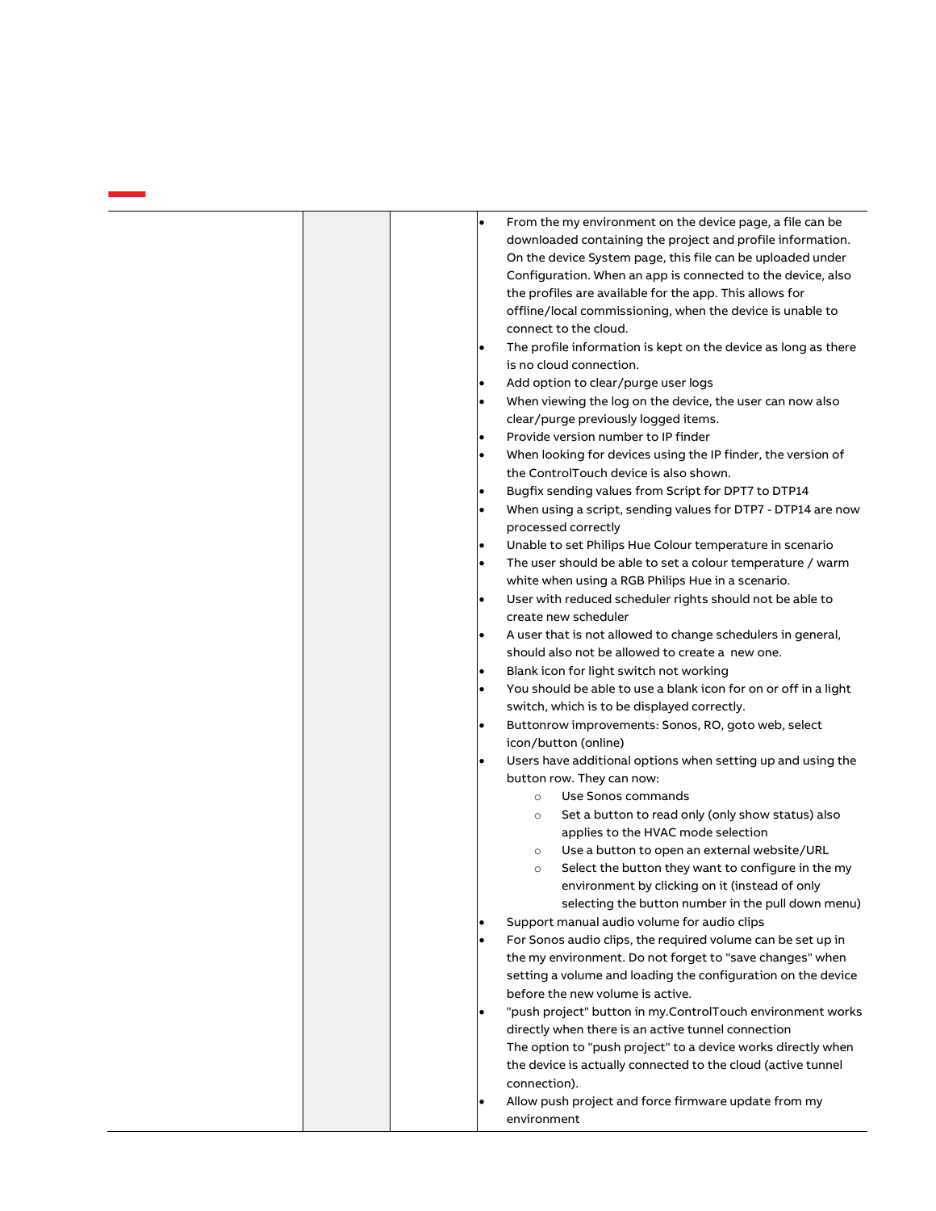| | | | |
|---|---|---|---|
| | | | • From the my environment on the device page, a file can be downloaded containing the project and profile information. On the device System page, this file can be uploaded under Configuration. When an app is connected to the device, also the profiles are available for the app. This allows for offline/local commissioning, when the device is unable to connect to the cloud.<br>• The profile information is kept on the device as long as there is no cloud connection.<br>• Add option to clear/purge user logs<br>• When viewing the log on the device, the user can now also clear/purge previously logged items.<br>• Provide version number to IP finder<br>• When looking for devices using the IP finder, the version of the ControlTouch device is also shown.<br>• Bugfix sending values from Script for DPT7 to DTP14<br>• When using a script, sending values for DTP7 - DTP14 are now processed correctly<br>• Unable to set Philips Hue Colour temperature in scenario<br>• The user should be able to set a colour temperature / warm white when using a RGB Philips Hue in a scenario.<br>• User with reduced scheduler rights should not be able to create new scheduler<br>• A user that is not allowed to change schedulers in general, should also not be allowed to create a new one.<br>• Blank icon for light switch not working<br>• You should be able to use a blank icon for on or off in a light switch, which is to be displayed correctly.<br>• Buttonrow improvements: Sonos, RO, goto web, select icon/button (online)<br>• Users have additional options when setting up and using the button row. They can now:<br>&nbsp;&nbsp;&nbsp;&nbsp;○ Use Sonos commands<br>&nbsp;&nbsp;&nbsp;&nbsp;○ Set a button to read only (only show status) also applies to the HVAC mode selection<br>&nbsp;&nbsp;&nbsp;&nbsp;○ Use a button to open an external website/URL<br>&nbsp;&nbsp;&nbsp;&nbsp;○ Select the button they want to configure in the my environment by clicking on it (instead of only selecting the button number in the pull down menu)<br>• Support manual audio volume for audio clips<br>• For Sonos audio clips, the required volume can be set up in the my environment. Do not forget to "save changes" when setting a volume and loading the configuration on the device before the new volume is active.<br>• "push project" button in my.ControlTouch environment works directly when there is an active tunnel connection<br>The option to "push project" to a device works directly when the device is actually connected to the cloud (active tunnel connection).<br>• Allow push project and force firmware update from my environment |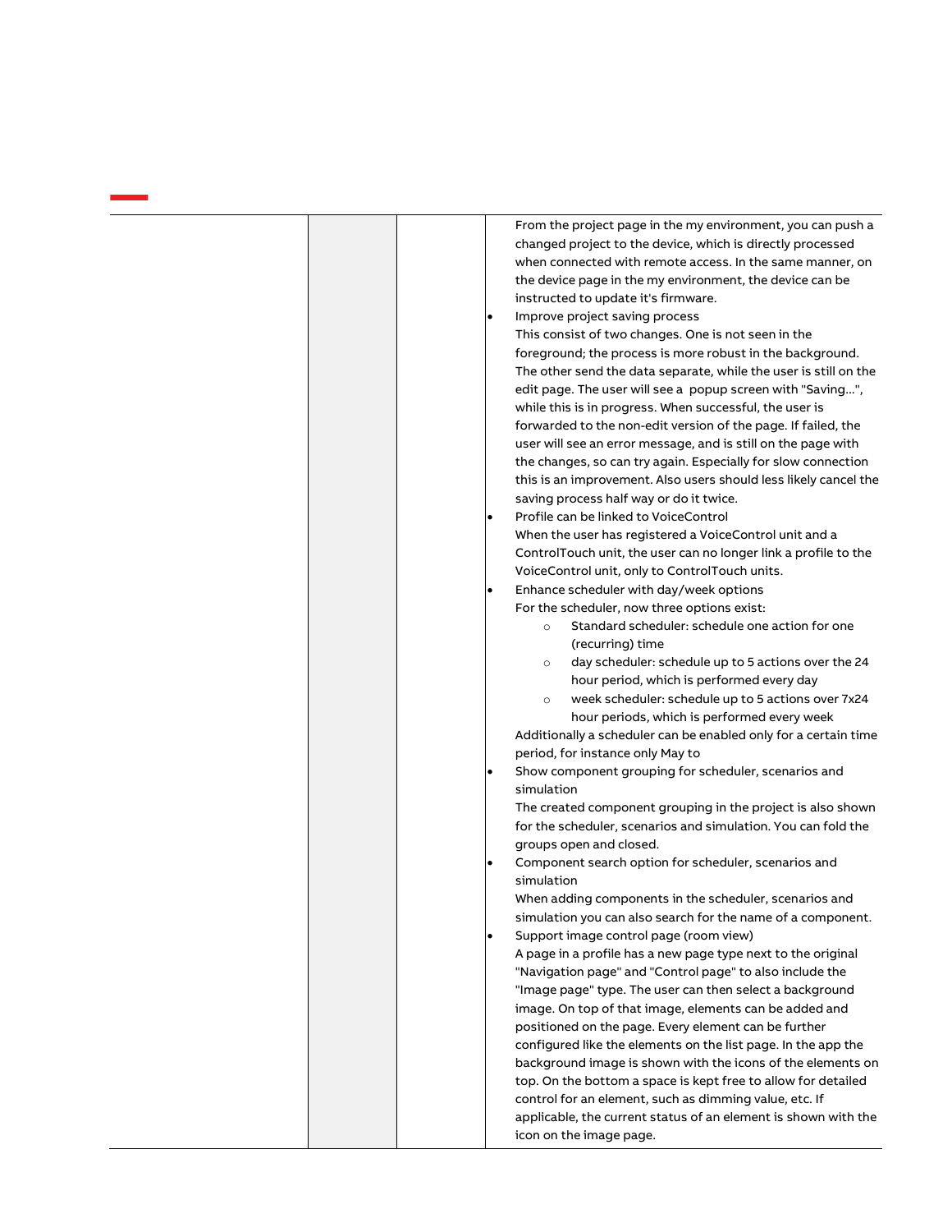| | | | |
|---|---|---|---|
| | | | From the project page in the my environment, you can push a changed project to the device, which is directly processed when connected with remote access. In the same manner, on the device page in the my environment, the device can be instructed to update it's firmware.<br>• Improve project saving process<br>This consist of two changes. One is not seen in the foreground; the process is more robust in the background. The other send the data separate, while the user is still on the edit page. The user will see a popup screen with "Saving...", while this is in progress. When successful, the user is forwarded to the non-edit version of the page. If failed, the user will see an error message, and is still on the page with the changes, so can try again. Especially for slow connection this is an improvement. Also users should less likely cancel the saving process half way or do it twice.<br>• Profile can be linked to VoiceControl<br>When the user has registered a VoiceControl unit and a ControlTouch unit, the user can no longer link a profile to the VoiceControl unit, only to ControlTouch units.<br>• Enhance scheduler with day/week options<br>For the scheduler, now three options exist:<br>&nbsp;&nbsp;&nbsp;&nbsp;○ Standard scheduler: schedule one action for one (recurring) time<br>&nbsp;&nbsp;&nbsp;&nbsp;○ day scheduler: schedule up to 5 actions over the 24 hour period, which is performed every day<br>&nbsp;&nbsp;&nbsp;&nbsp;○ week scheduler: schedule up to 5 actions over 7x24 hour periods, which is performed every week<br>Additionally a scheduler can be enabled only for a certain time period, for instance only May to<br>• Show component grouping for scheduler, scenarios and simulation<br>The created component grouping in the project is also shown for the scheduler, scenarios and simulation. You can fold the groups open and closed.<br>• Component search option for scheduler, scenarios and simulation<br>When adding components in the scheduler, scenarios and simulation you can also search for the name of a component.<br>• Support image control page (room view)<br>A page in a profile has a new page type next to the original "Navigation page" and "Control page" to also include the "Image page" type. The user can then select a background image. On top of that image, elements can be added and positioned on the page. Every element can be further configured like the elements on the list page. In the app the background image is shown with the icons of the elements on top. On the bottom a space is kept free to allow for detailed control for an element, such as dimming value, etc. If applicable, the current status of an element is shown with the icon on the image page. |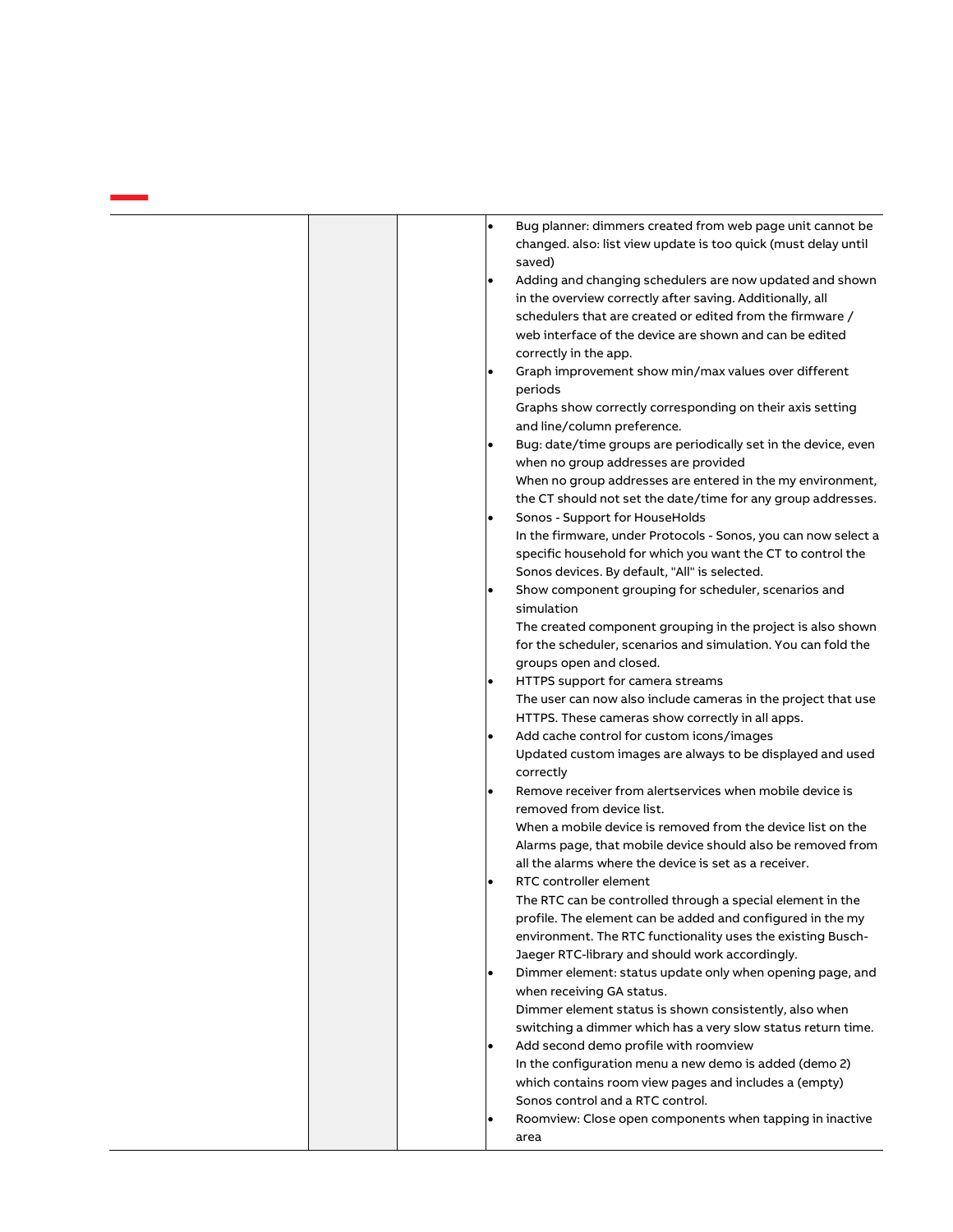| | | | |
|---|---|---|---|
| | | | • Bug planner: dimmers created from web page unit cannot be changed. also: list view update is too quick (must delay until saved)<br>• Adding and changing schedulers are now updated and shown in the overview correctly after saving. Additionally, all schedulers that are created or edited from the firmware / web interface of the device are shown and can be edited correctly in the app.<br>• Graph improvement show min/max values over different periods<br>Graphs show correctly corresponding on their axis setting and line/column preference.<br>• Bug: date/time groups are periodically set in the device, even when no group addresses are provided<br>When no group addresses are entered in the my environment, the CT should not set the date/time for any group addresses.<br>• Sonos - Support for HouseHolds<br>In the firmware, under Protocols - Sonos, you can now select a specific household for which you want the CT to control the Sonos devices. By default, "All" is selected.<br>• Show component grouping for scheduler, scenarios and simulation<br>The created component grouping in the project is also shown for the scheduler, scenarios and simulation. You can fold the groups open and closed.<br>• HTTPS support for camera streams<br>The user can now also include cameras in the project that use HTTPS. These cameras show correctly in all apps.<br>• Add cache control for custom icons/images<br>Updated custom images are always to be displayed and used correctly<br>• Remove receiver from alertservices when mobile device is removed from device list.<br>When a mobile device is removed from the device list on the Alarms page, that mobile device should also be removed from all the alarms where the device is set as a receiver.<br>• RTC controller element<br>The RTC can be controlled through a special element in the profile. The element can be added and configured in the my environment. The RTC functionality uses the existing Busch-Jaeger RTC-library and should work accordingly.<br>• Dimmer element: status update only when opening page, and when receiving GA status.<br>Dimmer element status is shown consistently, also when switching a dimmer which has a very slow status return time.<br>• Add second demo profile with roomview<br>In the configuration menu a new demo is added (demo 2) which contains room view pages and includes a (empty) Sonos control and a RTC control.<br>• Roomview: Close open components when tapping in inactive area |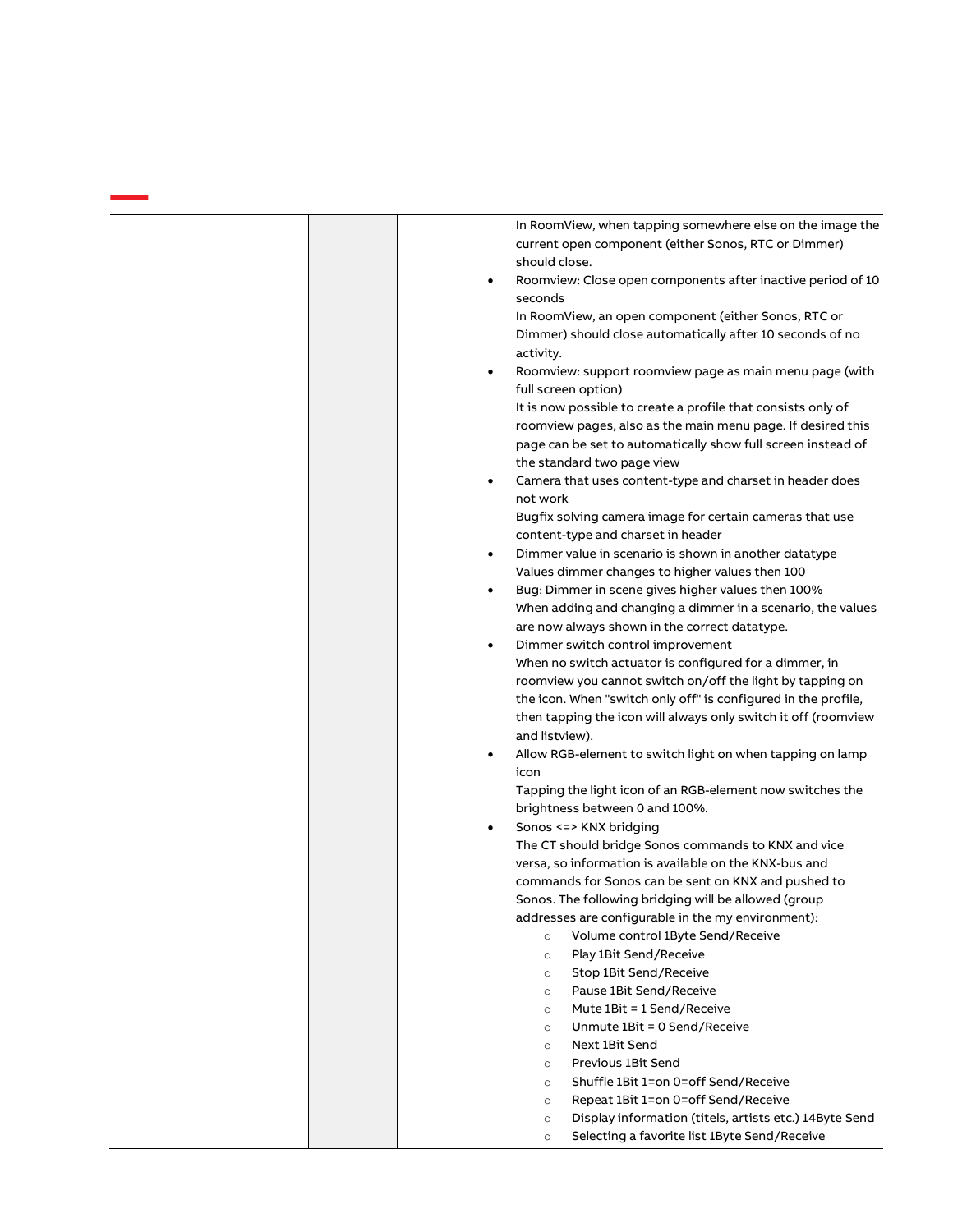| | | | In RoomView, when tapping somewhere else on the image the current open component (either Sonos, RTC or Dimmer) should close.<br>• Roomview: Close open components after inactive period of 10 seconds<br>In RoomView, an open component (either Sonos, RTC or Dimmer) should close automatically after 10 seconds of no activity.<br>• Roomview: support roomview page as main menu page (with full screen option)<br>It is now possible to create a profile that consists only of roomview pages, also as the main menu page. If desired this page can be set to automatically show full screen instead of the standard two page view<br>• Camera that uses content-type and charset in header does not work<br>Bugfix solving camera image for certain cameras that use content-type and charset in header<br>• Dimmer value in scenario is shown in another datatype<br>Values dimmer changes to higher values then 100<br>• Bug: Dimmer in scene gives higher values then 100%<br>When adding and changing a dimmer in a scenario, the values are now always shown in the correct datatype.<br>• Dimmer switch control improvement<br>When no switch actuator is configured for a dimmer, in roomview you cannot switch on/off the light by tapping on the icon. When "switch only off" is configured in the profile, then tapping the icon will always only switch it off (roomview and listview).<br>• Allow RGB-element to switch light on when tapping on lamp icon<br>Tapping the light icon of an RGB-element now switches the brightness between 0 and 100%.<br>• Sonos <=> KNX bridging<br>The CT should bridge Sonos commands to KNX and vice versa, so information is available on the KNX-bus and commands for Sonos can be sent on KNX and pushed to Sonos. The following bridging will be allowed (group addresses are configurable in the my environment):<br>○ Volume control 1Byte Send/Receive<br>○ Play 1Bit Send/Receive<br>○ Stop 1Bit Send/Receive<br>○ Pause 1Bit Send/Receive<br>○ Mute 1Bit = 1 Send/Receive<br>○ Unmute 1Bit = 0 Send/Receive<br>○ Next 1Bit Send<br>○ Previous 1Bit Send<br>○ Shuffle 1Bit 1=on 0=off Send/Receive<br>○ Repeat 1Bit 1=on 0=off Send/Receive<br>○ Display information (titels, artists etc.) 14Byte Send<br>○ Selecting a favorite list 1Byte Send/Receive |
|---|---|---|---|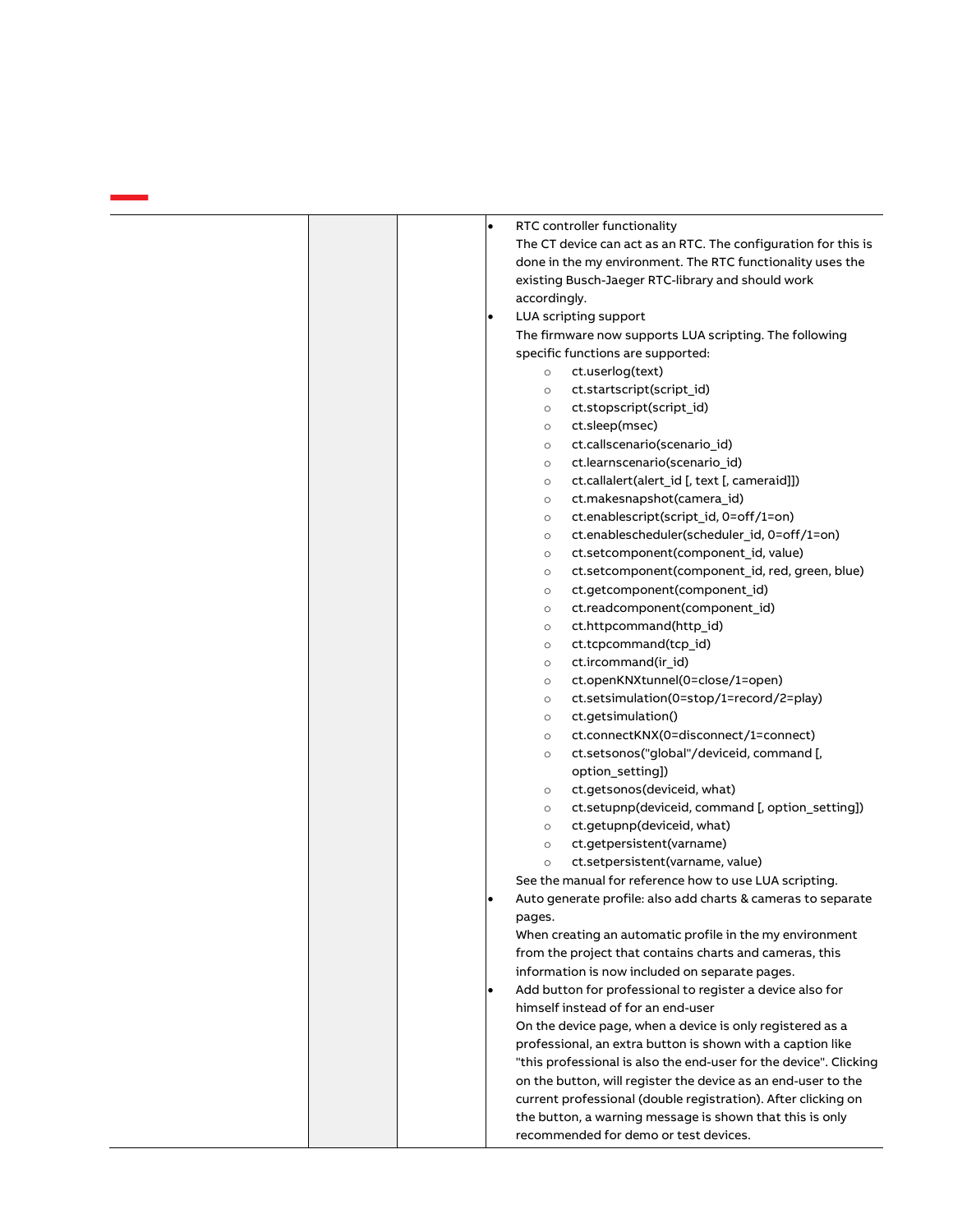| | | | |
|---|---|---|---|
| | | | • RTC controller functionality<br>The CT device can act as an RTC. The configuration for this is done in the my environment. The RTC functionality uses the existing Busch-Jaeger RTC-library and should work accordingly.<br>• LUA scripting support<br>The firmware now supports LUA scripting. The following specific functions are supported:<br>○ ct.userlog(text)<br>○ ct.startscript(script_id)<br>○ ct.stopscript(script_id)<br>○ ct.sleep(msec)<br>○ ct.callscenario(scenario_id)<br>○ ct.learnscenario(scenario_id)<br>○ ct.callalert(alert_id [, text [, cameraid]])<br>○ ct.makesnapshot(camera_id)<br>○ ct.enablescript(script_id, 0=off/1=on)<br>○ ct.enablescheduler(scheduler_id, 0=off/1=on)<br>○ ct.setcomponent(component_id, value)<br>○ ct.setcomponent(component_id, red, green, blue)<br>○ ct.getcomponent(component_id)<br>○ ct.readcomponent(component_id)<br>○ ct.httpcommand(http_id)<br>○ ct.tcpcommand(tcp_id)<br>○ ct.ircommand(ir_id)<br>○ ct.openKNXtunnel(0=close/1=open)<br>○ ct.setsimulation(0=stop/1=record/2=play)<br>○ ct.getsimulation()<br>○ ct.connectKNX(0=disconnect/1=connect)<br>○ ct.setsonos("global"/deviceid, command [, option_setting])<br>○ ct.getsonos(deviceid, what)<br>○ ct.setupnp(deviceid, command [, option_setting])<br>○ ct.getupnp(deviceid, what)<br>○ ct.getpersistent(varname)<br>○ ct.setpersistent(varname, value)<br>See the manual for reference how to use LUA scripting.<br>• Auto generate profile: also add charts & cameras to separate pages.<br>When creating an automatic profile in the my environment from the project that contains charts and cameras, this information is now included on separate pages.<br>• Add button for professional to register a device also for himself instead of for an end-user<br>On the device page, when a device is only registered as a professional, an extra button is shown with a caption like "this professional is also the end-user for the device". Clicking on the button, will register the device as an end-user to the current professional (double registration). After clicking on the button, a warning message is shown that this is only recommended for demo or test devices. |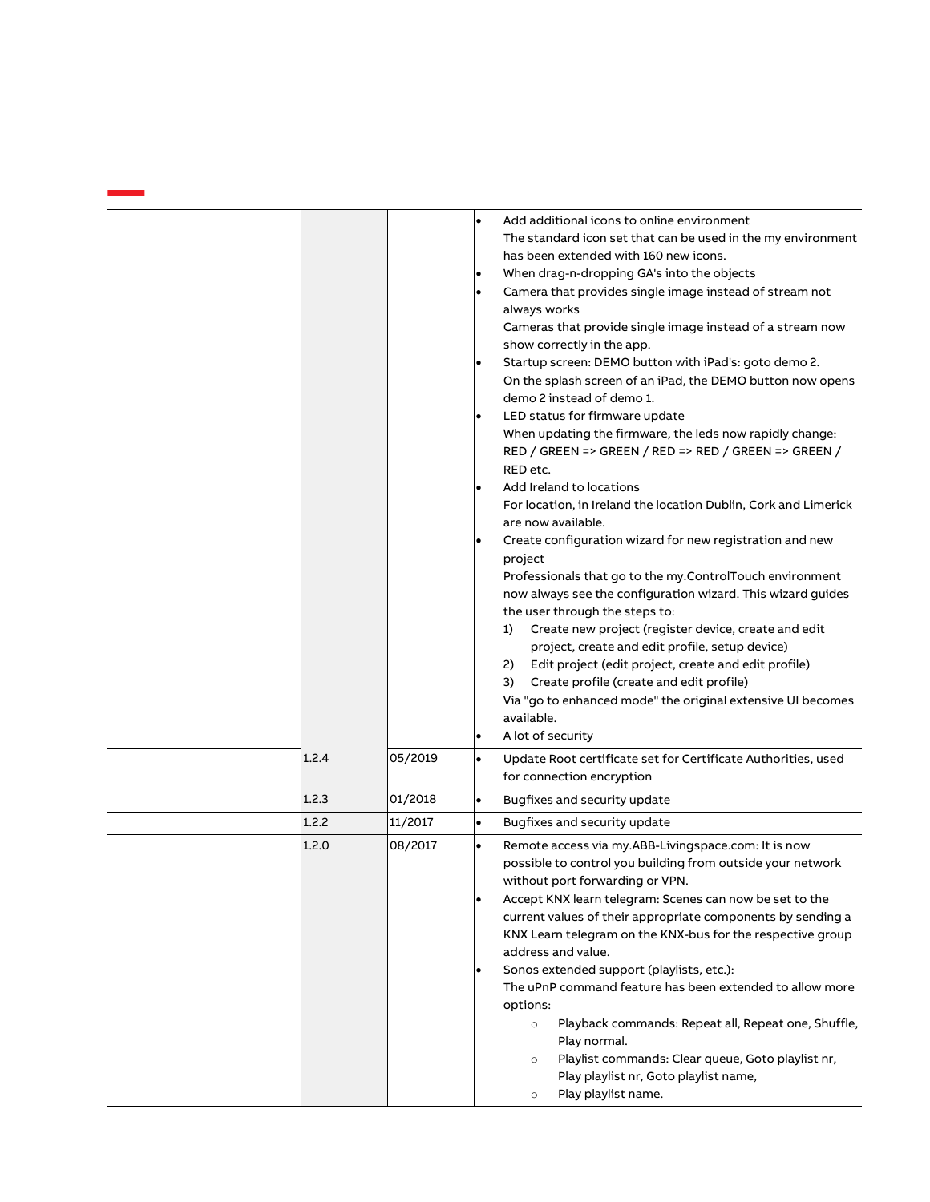| | | | |
|---|---|---|---|
| | | | • Add additional icons to online environment<br>The standard icon set that can be used in the my environment has been extended with 160 new icons.<br>• When drag-n-dropping GA's into the objects<br>• Camera that provides single image instead of stream not always works<br>Cameras that provide single image instead of a stream now show correctly in the app.<br>• Startup screen: DEMO button with iPad's: goto demo 2.<br>On the splash screen of an iPad, the DEMO button now opens demo 2 instead of demo 1.<br>• LED status for firmware update<br>When updating the firmware, the leds now rapidly change: RED / GREEN => GREEN / RED => RED / GREEN => GREEN / RED etc.<br>• Add Ireland to locations<br>For location, in Ireland the location Dublin, Cork and Limerick are now available.<br>• Create configuration wizard for new registration and new project<br>Professionals that go to the my.ControlTouch environment now always see the configuration wizard. This wizard guides the user through the steps to:<br>1) Create new project (register device, create and edit project, create and edit profile, setup device)<br>2) Edit project (edit project, create and edit profile)<br>3) Create profile (create and edit profile)<br>Via "go to enhanced mode" the original extensive UI becomes available.<br>• A lot of security |
| | 1.2.4 | 05/2019 | • Update Root certificate set for Certificate Authorities, used for connection encryption |
| | 1.2.3 | 01/2018 | • Bugfixes and security update |
| | 1.2.2 | 11/2017 | • Bugfixes and security update |
| | 1.2.0 | 08/2017 | • Remote access via my.ABB-Livingspace.com: It is now possible to control you building from outside your network without port forwarding or VPN.<br>• Accept KNX learn telegram: Scenes can now be set to the current values of their appropriate components by sending a KNX Learn telegram on the KNX-bus for the respective group address and value.<br>• Sonos extended support (playlists, etc.):<br>The uPnP command feature has been extended to allow more options:<br>○ Playback commands: Repeat all, Repeat one, Shuffle, Play normal.<br>○ Playlist commands: Clear queue, Goto playlist nr, Play playlist nr, Goto playlist name,<br>○ Play playlist name. |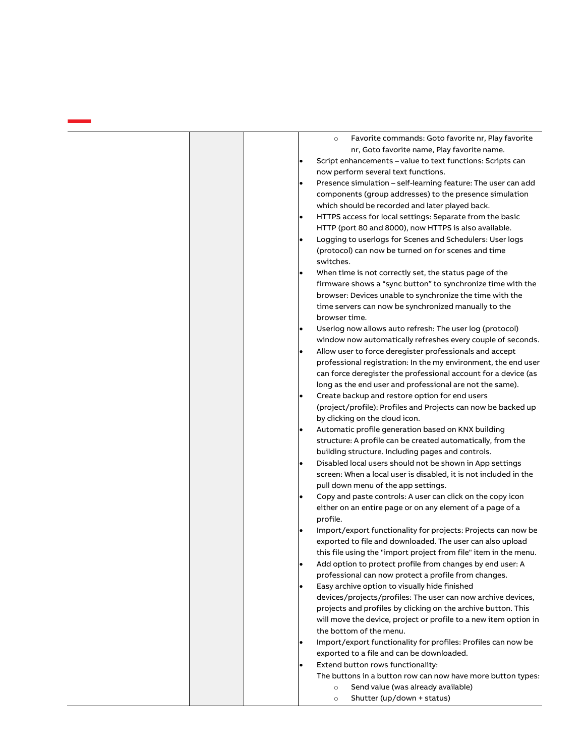| | | | <ul><li>Favorite commands: Goto favorite nr, Play favorite nr, Goto favorite name, Play favorite name.</li></ul><ul><li>Script enhancements – value to text functions: Scripts can now perform several text functions.</li><li>Presence simulation – self-learning feature: The user can add components (group addresses) to the presence simulation which should be recorded and later played back.</li><li>HTTPS access for local settings: Separate from the basic HTTP (port 80 and 8000), now HTTPS is also available.</li><li>Logging to userlogs for Scenes and Schedulers: User logs (protocol) can now be turned on for scenes and time switches.</li><li>When time is not correctly set, the status page of the firmware shows a “sync button” to synchronize time with the browser: Devices unable to synchronize the time with the time servers can now be synchronized manually to the browser time.</li><li>Userlog now allows auto refresh: The user log (protocol) window now automatically refreshes every couple of seconds.</li><li>Allow user to force deregister professionals and accept professional registration: In the my environment, the end user can force deregister the professional account for a device (as long as the end user and professional are not the same).</li><li>Create backup and restore option for end users (project/profile): Profiles and Projects can now be backed up by clicking on the cloud icon.</li><li>Automatic profile generation based on KNX building structure: A profile can be created automatically, from the building structure. Including pages and controls.</li><li>Disabled local users should not be shown in App settings screen: When a local user is disabled, it is not included in the pull down menu of the app settings.</li><li>Copy and paste controls: A user can click on the copy icon either on an entire page or on any element of a page of a profile.</li><li>Import/export functionality for projects: Projects can now be exported to file and downloaded. The user can also upload this file using the "import project from file" item in the menu.</li><li>Add option to protect profile from changes by end user: A professional can now protect a profile from changes.</li><li>Easy archive option to visually hide finished devices/projects/profiles: The user can now archive devices, projects and profiles by clicking on the archive button. This will move the device, project or profile to a new item option in the bottom of the menu.</li><li>Import/export functionality for profiles: Profiles can now be exported to a file and can be downloaded.</li><li>Extend button rows functionality:<br>The buttons in a button row can now have more button types:<ul><li>Send value (was already available)</li><li>Shutter (up/down + status)</li></ul></li></ul> |
|---|---|---|---|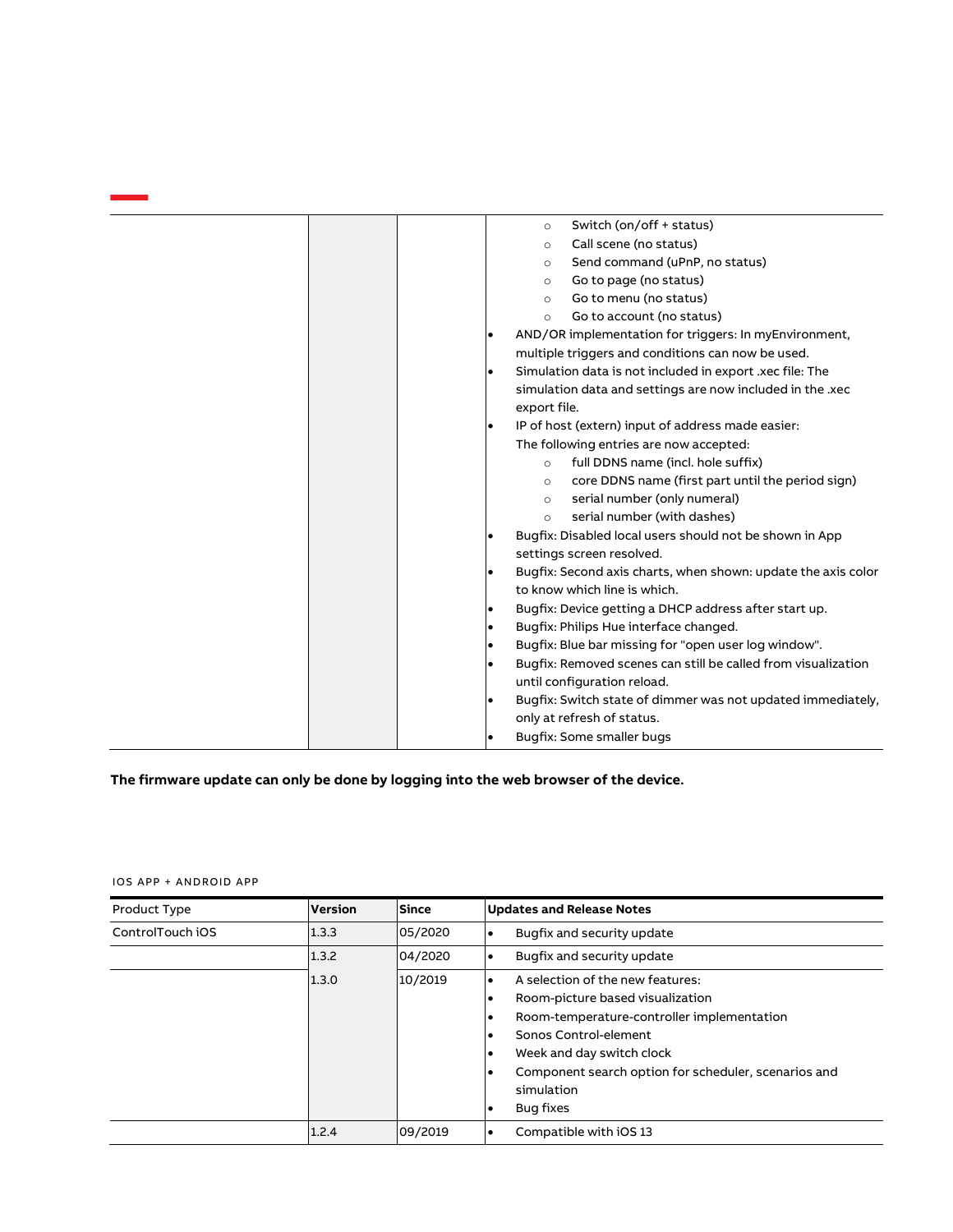| | | | |
|---|---|---|---|
| | | | ○ Switch (on/off + status)<br>○ Call scene (no status)<br>○ Send command (uPnP, no status)<br>○ Go to page (no status)<br>○ Go to menu (no status)<br>○ Go to account (no status)<br>• AND/OR implementation for triggers: In myEnvironment, multiple triggers and conditions can now be used.<br>• Simulation data is not included in export .xec file: The simulation data and settings are now included in the .xec export file.<br>• IP of host (extern) input of address made easier: The following entries are now accepted:<br>○ full DDNS name (incl. hole suffix)<br>○ core DDNS name (first part until the period sign)<br>○ serial number (only numeral)<br>○ serial number (with dashes)<br>• Bugfix: Disabled local users should not be shown in App settings screen resolved.<br>• Bugfix: Second axis charts, when shown: update the axis color to know which line is which.<br>• Bugfix: Device getting a DHCP address after start up.<br>• Bugfix: Philips Hue interface changed.<br>• Bugfix: Blue bar missing for "open user log window".<br>• Bugfix: Removed scenes can still be called from visualization until configuration reload.<br>• Bugfix: Switch state of dimmer was not updated immediately, only at refresh of status.<br>• Bugfix: Some smaller bugs |

**The firmware update can only be done by logging into the web browser of the device.**

IOS APP + ANDROID APP

| Product Type | Version | Since | Updates and Release Notes |
|---|---|---|---|
| ControlTouch iOS | 1.3.3 | 05/2020 | • Bugfix and security update |
| | 1.3.2 | 04/2020 | • Bugfix and security update |
| | 1.3.0 | 10/2019 | • A selection of the new features:<br>• Room-picture based visualization<br>• Room-temperature-controller implementation<br>• Sonos Control-element<br>• Week and day switch clock<br>• Component search option for scheduler, scenarios and simulation<br>• Bug fixes |
| | 1.2.4 | 09/2019 | • Compatible with iOS 13 |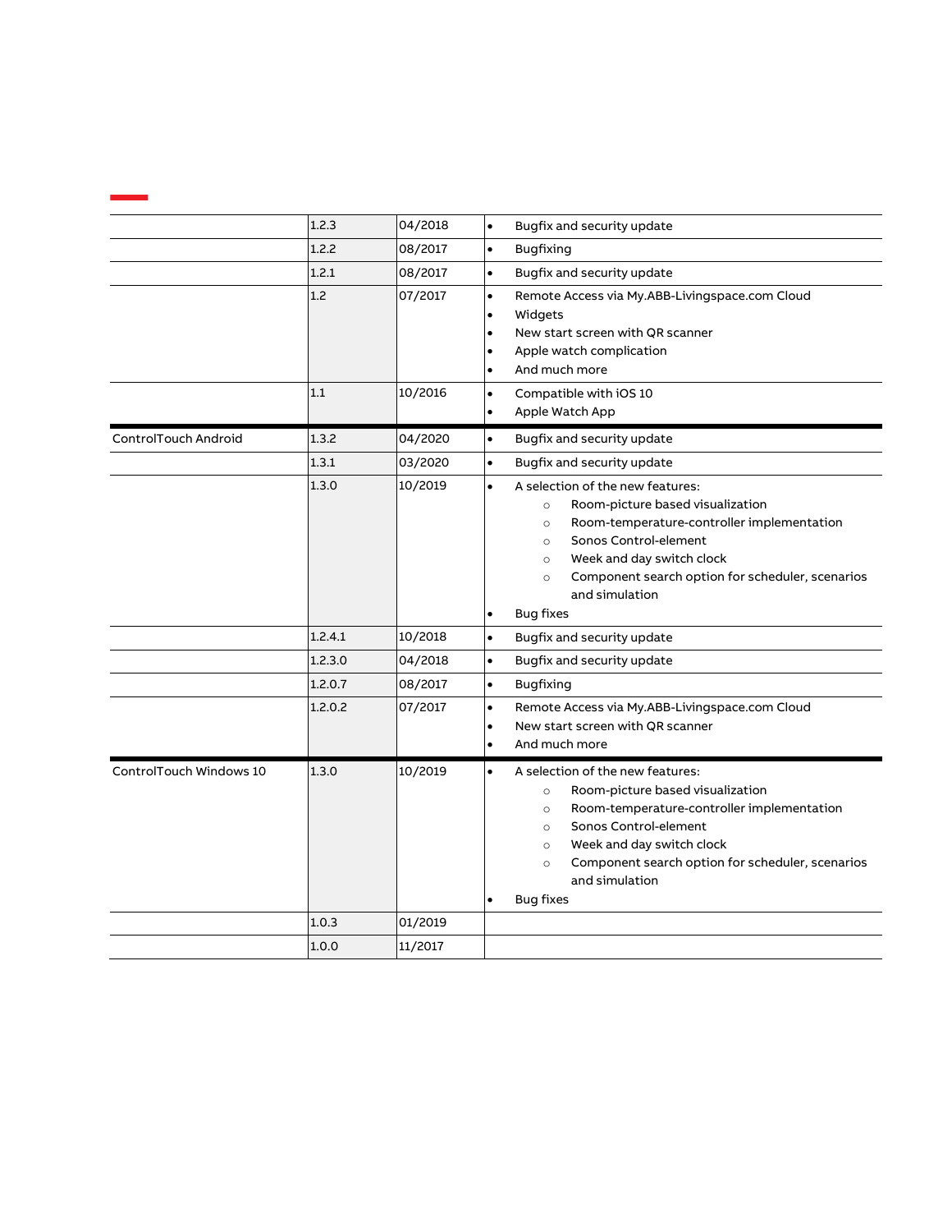| | | | |
|---|---|---|---|
| | 1.2.3 | 04/2018 | • Bugfix and security update |
| | 1.2.2 | 08/2017 | • Bugfixing |
| | 1.2.1 | 08/2017 | • Bugfix and security update |
| | 1.2 | 07/2017 | • Remote Access via My.ABB-Livingspace.com Cloud<br>• Widgets<br>• New start screen with QR scanner<br>• Apple watch complication<br>• And much more |
| | 1.1 | 10/2016 | • Compatible with iOS 10<br>• Apple Watch App |
| ControlTouch Android | 1.3.2 | 04/2020 | • Bugfix and security update |
| | 1.3.1 | 03/2020 | • Bugfix and security update |
| | 1.3.0 | 10/2019 | • A selection of the new features:<br>  ○ Room-picture based visualization<br>  ○ Room-temperature-controller implementation<br>  ○ Sonos Control-element<br>  ○ Week and day switch clock<br>  ○ Component search option for scheduler, scenarios and simulation<br>• Bug fixes |
| | 1.2.4.1 | 10/2018 | • Bugfix and security update |
| | 1.2.3.0 | 04/2018 | • Bugfix and security update |
| | 1.2.0.7 | 08/2017 | • Bugfixing |
| | 1.2.0.2 | 07/2017 | • Remote Access via My.ABB-Livingspace.com Cloud<br>• New start screen with QR scanner<br>• And much more |
| ControlTouch Windows 10 | 1.3.0 | 10/2019 | • A selection of the new features:<br>  ○ Room-picture based visualization<br>  ○ Room-temperature-controller implementation<br>  ○ Sonos Control-element<br>  ○ Week and day switch clock<br>  ○ Component search option for scheduler, scenarios and simulation<br>• Bug fixes |
| | 1.0.3 | 01/2019 | |
| | 1.0.0 | 11/2017 | |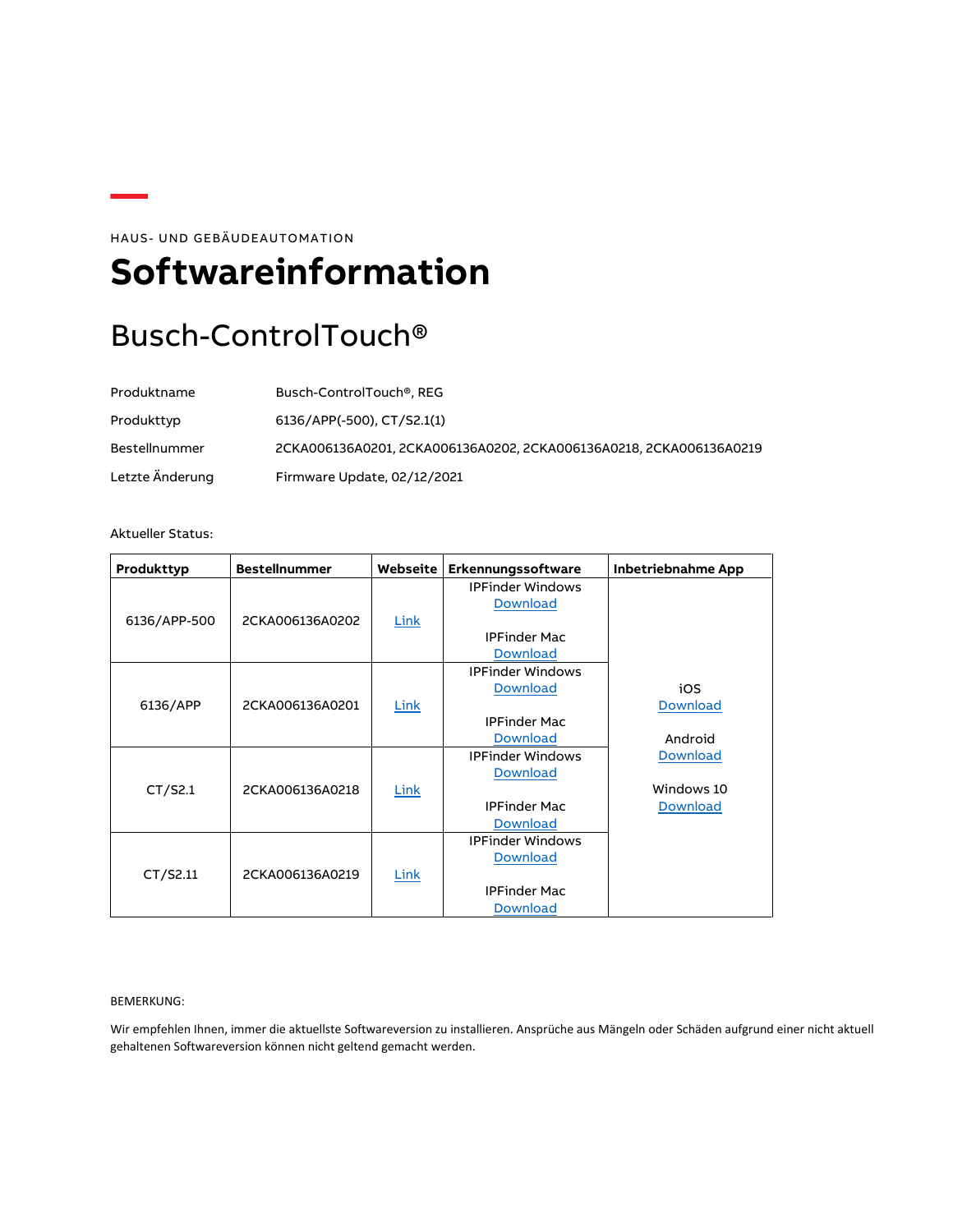HAUS- UND GEBÄUDEAUTOMATION

# Softwareinformation

## Busch-ControlTouch®

| | |
|---|---|
| Produktname | Busch-ControlTouch®, REG |
| Produkttyp | 6136/APP(-500), CT/S2.1(1) |
| Bestellnummer | 2CKA006136A0201, 2CKA006136A0202, 2CKA006136A0218, 2CKA006136A0219 |
| Letzte Änderung | Firmware Update, 02/12/2021 |

Aktueller Status:

| Produkttyp | Bestellnummer | Webseite | Erkennungssoftware | Inbetriebnahme App |
|---|---|---|---|---|
| 6136/APP-500 | 2CKA006136A0202 | Link | IPFinder Windows Download<br><br>IPFinder Mac Download | iOS Download<br><br>Android Download<br><br>Windows 10 Download |
| 6136/APP | 2CKA006136A0201 | Link | IPFinder Windows Download<br><br>IPFinder Mac Download | |
| CT/S2.1 | 2CKA006136A0218 | Link | IPFinder Windows Download<br><br>IPFinder Mac Download | |
| CT/S2.11 | 2CKA006136A0219 | Link | IPFinder Windows Download<br><br>IPFinder Mac Download | |

BEMERKUNG:

Wir empfehlen Ihnen, immer die aktuellste Softwareversion zu installieren. Ansprüche aus Mängeln oder Schäden aufgrund einer nicht aktuell gehaltenen Softwareversion können nicht geltend gemacht werden.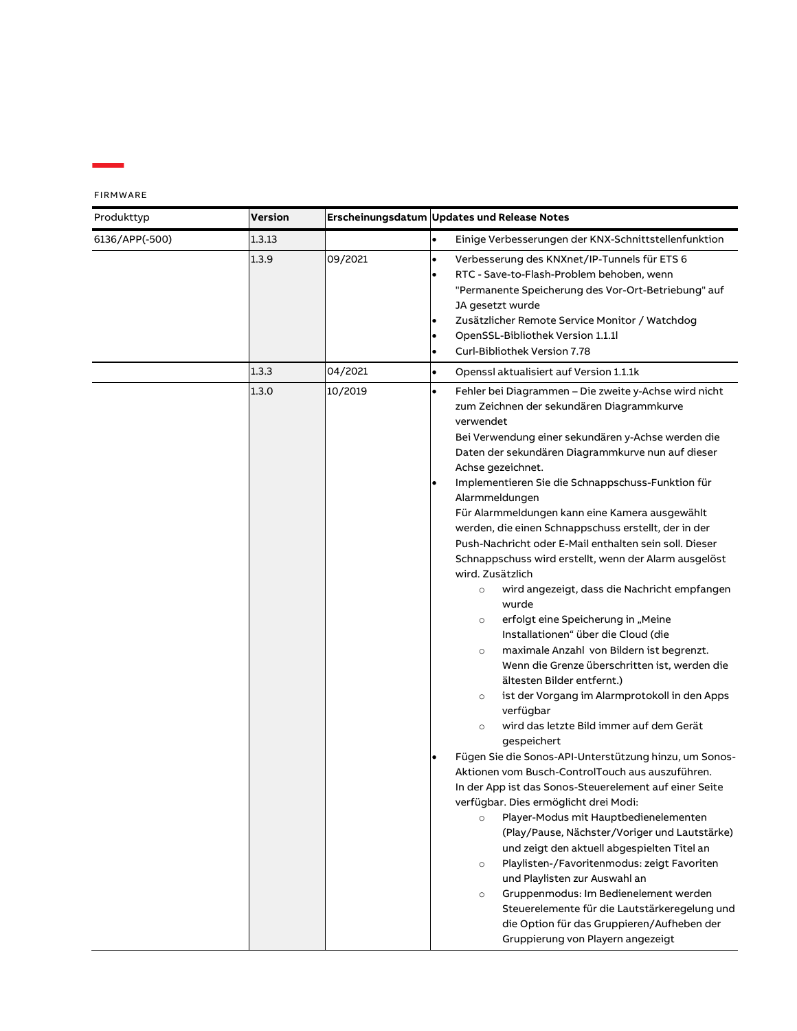FIRMWARE

| Produkttyp | Version | Erscheinungsdatum | Updates und Release Notes |
| --- | --- | --- | --- |
| 6136/APP(-500) | 1.3.13 | | • Einige Verbesserungen der KNX-Schnittstellenfunktion |
| | 1.3.9 | 09/2021 | • Verbesserung des KNXnet/IP-Tunnels für ETS 6<br>• RTC - Save-to-Flash-Problem behoben, wenn "Permanente Speicherung des Vor-Ort-Betriebung" auf JA gesetzt wurde<br>• Zusätzlicher Remote Service Monitor / Watchdog<br>• OpenSSL-Bibliothek Version 1.1.1l<br>• Curl-Bibliothek Version 7.78 |
| | 1.3.3 | 04/2021 | • Openssl aktualisiert auf Version 1.1.1k |
| | 1.3.0 | 10/2019 | • Fehler bei Diagrammen – Die zweite y-Achse wird nicht zum Zeichnen der sekundären Diagrammkurve verwendet<br>Bei Verwendung einer sekundären y-Achse werden die Daten der sekundären Diagrammkurve nun auf dieser Achse gezeichnet.<br>• Implementieren Sie die Schnappschuss-Funktion für Alarmmeldungen<br>Für Alarmmeldungen kann eine Kamera ausgewählt werden, die einen Schnappschuss erstellt, der in der Push-Nachricht oder E-Mail enthalten sein soll. Dieser Schnappschuss wird erstellt, wenn der Alarm ausgelöst wird. Zusätzlich<br>○ wird angezeigt, dass die Nachricht empfangen wurde<br>○ erfolgt eine Speicherung in „Meine Installationen" über die Cloud (die<br>○ maximale Anzahl von Bildern ist begrenzt. Wenn die Grenze überschritten ist, werden die ältesten Bilder entfernt.)<br>○ ist der Vorgang im Alarmprotokoll in den Apps verfügbar<br>○ wird das letzte Bild immer auf dem Gerät gespeichert<br>• Fügen Sie die Sonos-API-Unterstützung hinzu, um Sonos-Aktionen vom Busch-ControlTouch aus auszuführen.<br>In der App ist das Sonos-Steuerelement auf einer Seite verfügbar. Dies ermöglicht drei Modi:<br>○ Player-Modus mit Hauptbedienelementen (Play/Pause, Nächster/Voriger und Lautstärke) und zeigt den aktuell abgespielten Titel an<br>○ Playlisten-/Favoritenmodus: zeigt Favoriten und Playlisten zur Auswahl an<br>○ Gruppenmodus: Im Bedienelement werden Steuerelemente für die Lautstärkeregelung und die Option für das Gruppieren/Aufheben der Gruppierung von Playern angezeigt |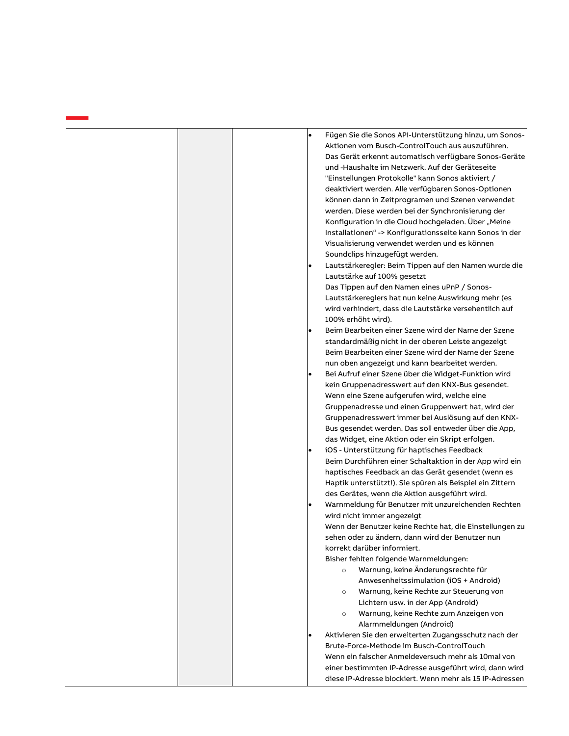| | | | |
|---|---|---|---|
| | | | <ul><li>Fügen Sie die Sonos API-Unterstützung hinzu, um Sonos-Aktionen vom Busch-ControlTouch aus auszuführen.<br>Das Gerät erkennt automatisch verfügbare Sonos-Geräte und -Haushalte im Netzwerk. Auf der Geräteseite "Einstellungen Protokolle" kann Sonos aktiviert / deaktiviert werden. Alle verfügbaren Sonos-Optionen können dann in Zeitprogramen und Szenen verwendet werden. Diese werden bei der Synchronisierung der Konfiguration in die Cloud hochgeladen. Über „Meine Installationen“ -> Konfigurationsseite kann Sonos in der Visualisierung verwendet werden und es können Soundclips hinzugefügt werden.</li><li>Lautstärkeregler: Beim Tippen auf den Namen wurde die Lautstärke auf 100% gesetzt<br>Das Tippen auf den Namen eines uPnP / Sonos-Lautstärkereglers hat nun keine Auswirkung mehr (es wird verhindert, dass die Lautstärke versehentlich auf 100% erhöht wird).</li><li>Beim Bearbeiten einer Szene wird der Name der Szene standardmäßig nicht in der oberen Leiste angezeigt<br>Beim Bearbeiten einer Szene wird der Name der Szene nun oben angezeigt und kann bearbeitet werden.</li><li>Bei Aufruf einer Szene über die Widget-Funktion wird kein Gruppenadresswert auf den KNX-Bus gesendet.<br>Wenn eine Szene aufgerufen wird, welche eine Gruppenadresse und einen Gruppenwert hat, wird der Gruppenadresswert immer bei Auslösung auf den KNX-Bus gesendet werden. Das soll entweder über die App, das Widget, eine Aktion oder ein Skript erfolgen.</li><li>iOS - Unterstützung für haptisches Feedback<br>Beim Durchführen einer Schaltaktion in der App wird ein haptisches Feedback an das Gerät gesendet (wenn es Haptik unterstützt!). Sie spüren als Beispiel ein Zittern des Gerätes, wenn die Aktion ausgeführt wird.</li><li>Warnmeldung für Benutzer mit unzureichenden Rechten wird nicht immer angezeigt<br>Wenn der Benutzer keine Rechte hat, die Einstellungen zu sehen oder zu ändern, dann wird der Benutzer nun korrekt darüber informiert.<br>Bisher fehlten folgende Warnmeldungen:<ul><li>Warnung, keine Änderungsrechte für Anwesenheitssimulation (iOS + Android)</li><li>Warnung, keine Rechte zur Steuerung von Lichtern usw. in der App (Android)</li><li>Warnung, keine Rechte zum Anzeigen von Alarmmeldungen (Android)</li></ul></li><li>Aktivieren Sie den erweiterten Zugangsschutz nach der Brute-Force-Methode im Busch-ControlTouch<br>Wenn ein falscher Anmeldeversuch mehr als 10mal von einer bestimmten IP-Adresse ausgeführt wird, dann wird diese IP-Adresse blockiert. Wenn mehr als 15 IP-Adressen</li></ul> |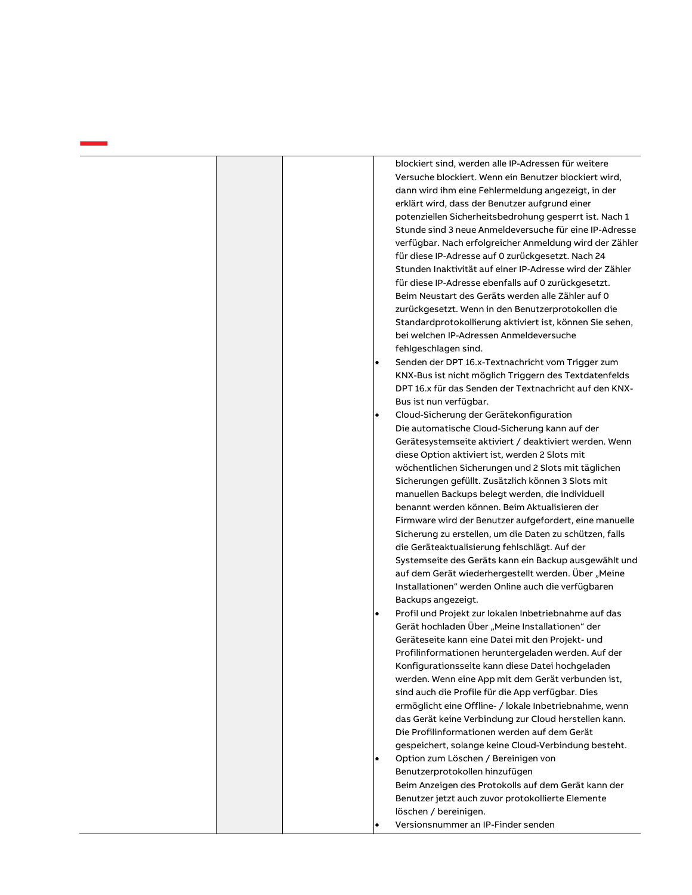| | | | |
|---|---|---|---|
| | | | blockiert sind, werden alle IP-Adressen für weitere Versuche blockiert. Wenn ein Benutzer blockiert wird, dann wird ihm eine Fehlermeldung angezeigt, in der erklärt wird, dass der Benutzer aufgrund einer potenziellen Sicherheitsbedrohung gesperrt ist. Nach 1 Stunde sind 3 neue Anmeldeversuche für eine IP-Adresse verfügbar. Nach erfolgreicher Anmeldung wird der Zähler für diese IP-Adresse auf 0 zurückgesetzt. Nach 24 Stunden Inaktivität auf einer IP-Adresse wird der Zähler für diese IP-Adresse ebenfalls auf 0 zurückgesetzt. Beim Neustart des Geräts werden alle Zähler auf 0 zurückgesetzt. Wenn in den Benutzerprotokollen die Standardprotokollierung aktiviert ist, können Sie sehen, bei welchen IP-Adressen Anmeldeversuche fehlgeschlagen sind.<br>• Senden der DPT 16.x-Textnachricht vom Trigger zum KNX-Bus ist nicht möglich Triggern des Textdatenfelds DPT 16.x für das Senden der Textnachricht auf den KNX-Bus ist nun verfügbar.<br>• Cloud-Sicherung der Gerätekonfiguration<br>Die automatische Cloud-Sicherung kann auf der Gerätesystemseite aktiviert / deaktiviert werden. Wenn diese Option aktiviert ist, werden 2 Slots mit wöchentlichen Sicherungen und 2 Slots mit täglichen Sicherungen gefüllt. Zusätzlich können 3 Slots mit manuellen Backups belegt werden, die individuell benannt werden können. Beim Aktualisieren der Firmware wird der Benutzer aufgefordert, eine manuelle Sicherung zu erstellen, um die Daten zu schützen, falls die Geräteaktualisierung fehlschlägt. Auf der Systemseite des Geräts kann ein Backup ausgewählt und auf dem Gerät wiederhergestellt werden. Über „Meine Installationen" werden Online auch die verfügbaren Backups angezeigt.<br>• Profil und Projekt zur lokalen Inbetriebnahme auf das Gerät hochladen Über „Meine Installationen" der Geräteseite kann eine Datei mit den Projekt- und Profilinformationen heruntergeladen werden. Auf der Konfigurationsseite kann diese Datei hochgeladen werden. Wenn eine App mit dem Gerät verbunden ist, sind auch die Profile für die App verfügbar. Dies ermöglicht eine Offline- / lokale Inbetriebnahme, wenn das Gerät keine Verbindung zur Cloud herstellen kann. Die Profilinformationen werden auf dem Gerät gespeichert, solange keine Cloud-Verbindung besteht.<br>• Option zum Löschen / Bereinigen von Benutzerprotokollen hinzufügen<br>Beim Anzeigen des Protokolls auf dem Gerät kann der Benutzer jetzt auch zuvor protokollierte Elemente löschen / bereinigen.<br>• Versionsnummer an IP-Finder senden |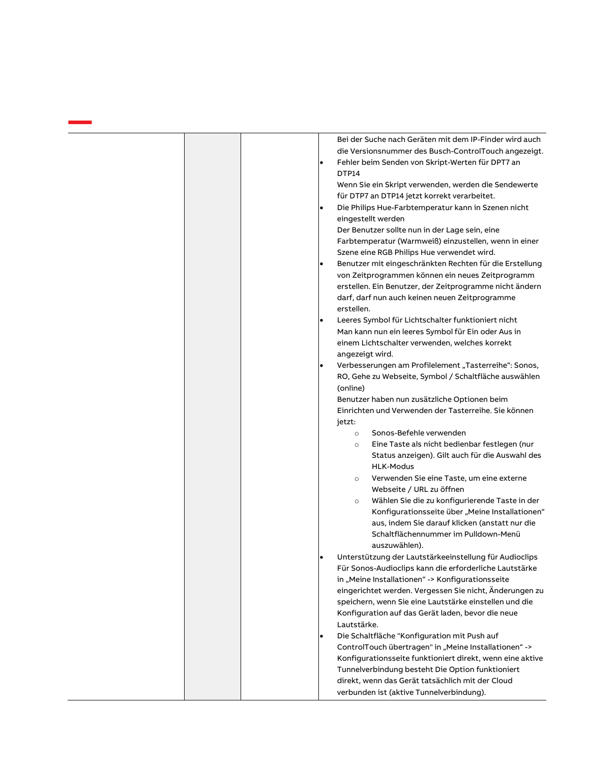| | | | |
|---|---|---|---|
| | | | Bei der Suche nach Geräten mit dem IP-Finder wird auch die Versionsnummer des Busch-ControlTouch angezeigt.<br>• Fehler beim Senden von Skript-Werten für DPT7 an DTP14<br>Wenn Sie ein Skript verwenden, werden die Sendewerte für DTP7 an DTP14 jetzt korrekt verarbeitet.<br>• Die Philips Hue-Farbtemperatur kann in Szenen nicht eingestellt werden<br>Der Benutzer sollte nun in der Lage sein, eine Farbtemperatur (Warmweiß) einzustellen, wenn in einer Szene eine RGB Philips Hue verwendet wird.<br>• Benutzer mit eingeschränkten Rechten für die Erstellung von Zeitprogrammen können ein neues Zeitprogramm erstellen. Ein Benutzer, der Zeitprogramme nicht ändern darf, darf nun auch keinen neuen Zeitprogramme erstellen.<br>• Leeres Symbol für Lichtschalter funktioniert nicht<br>Man kann nun ein leeres Symbol für Ein oder Aus in einem Lichtschalter verwenden, welches korrekt angezeigt wird.<br>• Verbesserungen am Profilelement „Tasterreihe": Sonos, RO, Gehe zu Webseite, Symbol / Schaltfläche auswählen (online)<br>Benutzer haben nun zusätzliche Optionen beim Einrichten und Verwenden der Tasterreihe. Sie können jetzt:<br>&nbsp;&nbsp;&nbsp;&nbsp;○ Sonos-Befehle verwenden<br>&nbsp;&nbsp;&nbsp;&nbsp;○ Eine Taste als nicht bedienbar festlegen (nur Status anzeigen). Gilt auch für die Auswahl des HLK-Modus<br>&nbsp;&nbsp;&nbsp;&nbsp;○ Verwenden Sie eine Taste, um eine externe Webseite / URL zu öffnen<br>&nbsp;&nbsp;&nbsp;&nbsp;○ Wählen Sie die zu konfigurierende Taste in der Konfigurationsseite über „Meine Installationen" aus, indem Sie darauf klicken (anstatt nur die Schaltflächennummer im Pulldown-Menü auszuwählen).<br>• Unterstützung der Lautstärkeeinstellung für Audioclips<br>Für Sonos-Audioclips kann die erforderliche Lautstärke in „Meine Installationen" -> Konfigurationsseite eingerichtet werden. Vergessen Sie nicht, Änderungen zu speichern, wenn Sie eine Lautstärke einstellen und die Konfiguration auf das Gerät laden, bevor die neue Lautstärke.<br>• Die Schaltfläche "Konfiguration mit Push auf ControlTouch übertragen" in „Meine Installationen" -> Konfigurationsseite funktioniert direkt, wenn eine aktive Tunnelverbindung besteht Die Option funktioniert direkt, wenn das Gerät tatsächlich mit der Cloud verbunden ist (aktive Tunnelverbindung). |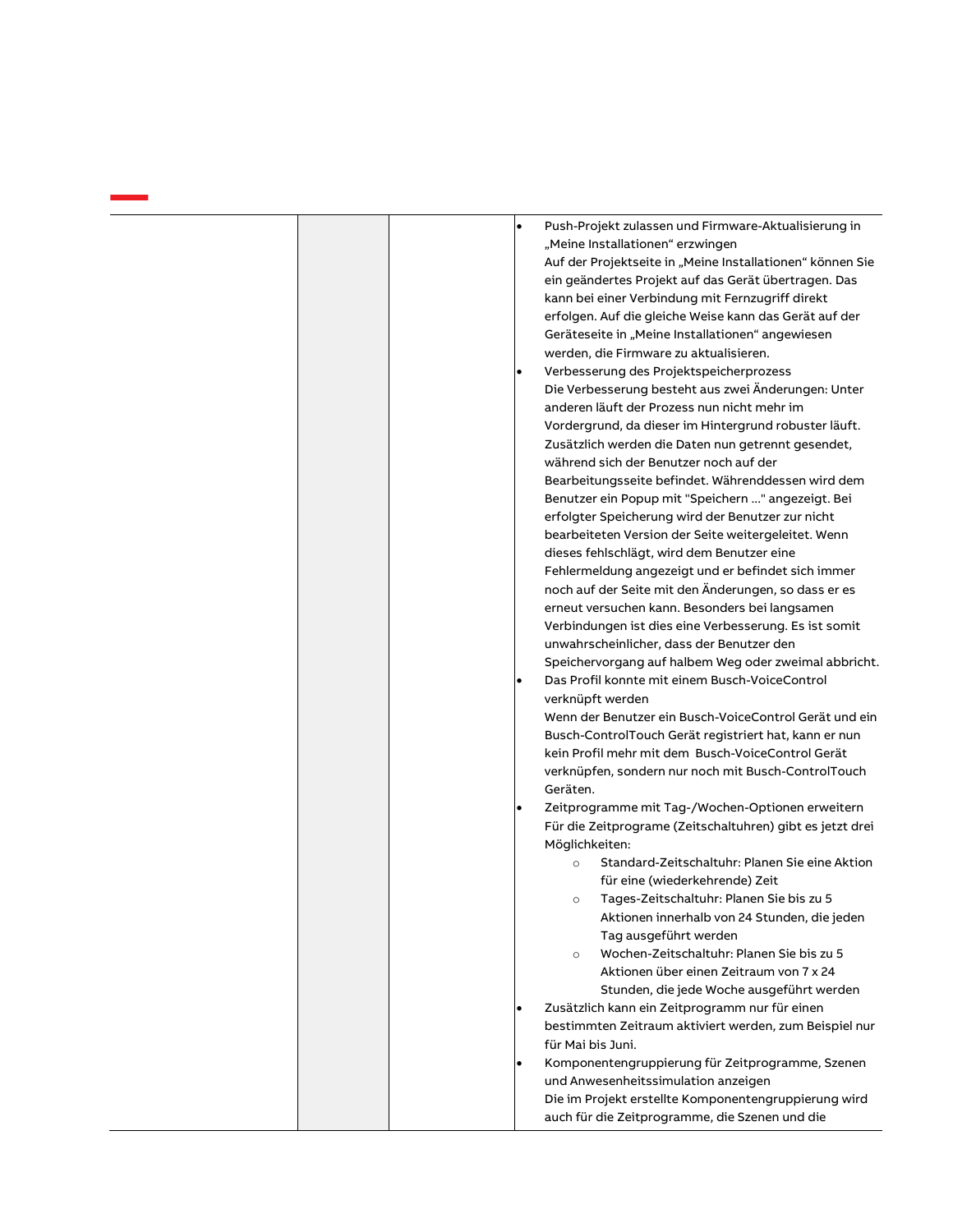| | | | |
|---|---|---|---|
| | | | <ul><li>Push-Projekt zulassen und Firmware-Aktualisierung in „Meine Installationen“ erzwingen<br>Auf der Projektseite in „Meine Installationen“ können Sie ein geändertes Projekt auf das Gerät übertragen. Das kann bei einer Verbindung mit Fernzugriff direkt erfolgen. Auf die gleiche Weise kann das Gerät auf der Geräteseite in „Meine Installationen“ angewiesen werden, die Firmware zu aktualisieren.</li><li>Verbesserung des Projektspeicherprozess<br>Die Verbesserung besteht aus zwei Änderungen: Unter anderen läuft der Prozess nun nicht mehr im Vordergrund, da dieser im Hintergrund robuster läuft. Zusätzlich werden die Daten nun getrennt gesendet, während sich der Benutzer noch auf der Bearbeitungsseite befindet. Währenddessen wird dem Benutzer ein Popup mit "Speichern ..." angezeigt. Bei erfolgter Speicherung wird der Benutzer zur nicht bearbeiteten Version der Seite weitergeleitet. Wenn dieses fehlschlägt, wird dem Benutzer eine Fehlermeldung angezeigt und er befindet sich immer noch auf der Seite mit den Änderungen, so dass er es erneut versuchen kann. Besonders bei langsamen Verbindungen ist dies eine Verbesserung. Es ist somit unwahrscheinlicher, dass der Benutzer den Speichervorgang auf halbem Weg oder zweimal abbricht.</li><li>Das Profil konnte mit einem Busch-VoiceControl verknüpft werden<br>Wenn der Benutzer ein Busch-VoiceControl Gerät und ein Busch-ControlTouch Gerät registriert hat, kann er nun kein Profil mehr mit dem Busch-VoiceControl Gerät verknüpfen, sondern nur noch mit Busch-ControlTouch Geräten.</li><li>Zeitprogramme mit Tag-/Wochen-Optionen erweitern<br>Für die Zeitprograme (Zeitschaltuhren) gibt es jetzt drei Möglichkeiten:<ul><li>Standard-Zeitschaltuhr: Planen Sie eine Aktion für eine (wiederkehrende) Zeit</li><li>Tages-Zeitschaltuhr: Planen Sie bis zu 5 Aktionen innerhalb von 24 Stunden, die jeden Tag ausgeführt werden</li><li>Wochen-Zeitschaltuhr: Planen Sie bis zu 5 Aktionen über einen Zeitraum von 7 x 24 Stunden, die jede Woche ausgeführt werden</li></ul></li><li>Zusätzlich kann ein Zeitprogramm nur für einen bestimmten Zeitraum aktiviert werden, zum Beispiel nur für Mai bis Juni.</li><li>Komponentengruppierung für Zeitprogramme, Szenen und Anwesenheitssimulation anzeigen<br>Die im Projekt erstellte Komponentengruppierung wird auch für die Zeitprogramme, die Szenen und die</li></ul> |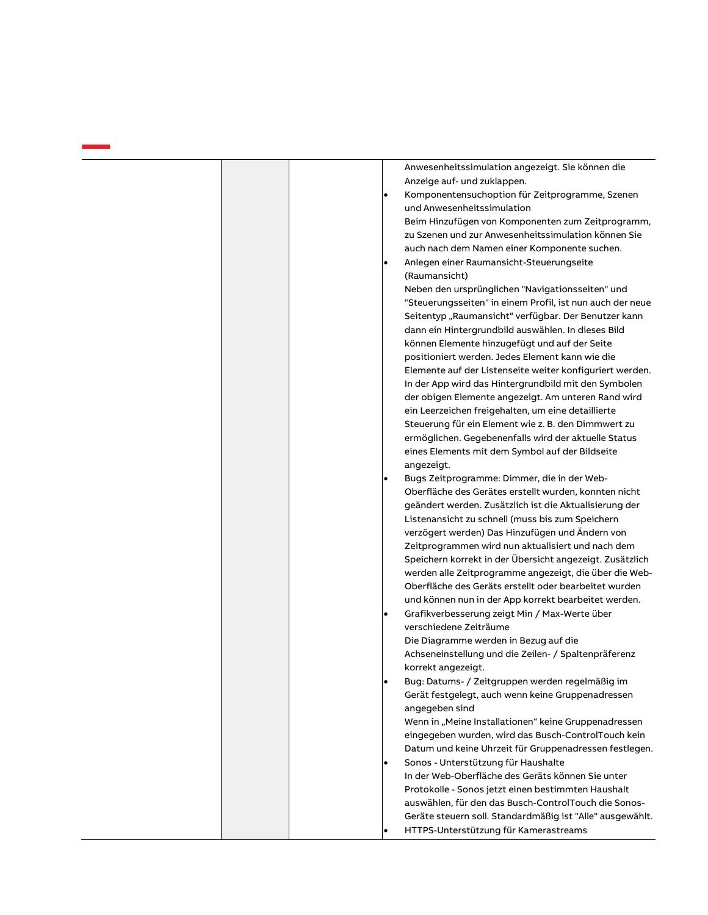| | | | Anwesenheitssimulation angezeigt. Sie können die Anzeige auf- und zuklappen.<br>• Komponentensuchoption für Zeitprogramme, Szenen und Anwesenheitssimulation<br>Beim Hinzufügen von Komponenten zum Zeitprogramm, zu Szenen und zur Anwesenheitssimulation können Sie auch nach dem Namen einer Komponente suchen.<br>• Anlegen einer Raumansicht-Steuerungseite (Raumansicht)<br>Neben den ursprünglichen "Navigationsseiten" und "Steuerungsseiten" in einem Profil, ist nun auch der neue Seitentyp „Raumansicht“ verfügbar. Der Benutzer kann dann ein Hintergrundbild auswählen. In dieses Bild können Elemente hinzugefügt und auf der Seite positioniert werden. Jedes Element kann wie die Elemente auf der Listenseite weiter konfiguriert werden. In der App wird das Hintergrundbild mit den Symbolen der obigen Elemente angezeigt. Am unteren Rand wird ein Leerzeichen freigehalten, um eine detaillierte Steuerung für ein Element wie z. B. den Dimmwert zu ermöglichen. Gegebenenfalls wird der aktuelle Status eines Elements mit dem Symbol auf der Bildseite angezeigt.<br>• Bugs Zeitprogramme: Dimmer, die in der Web-Oberfläche des Gerätes erstellt wurden, konnten nicht geändert werden. Zusätzlich ist die Aktualisierung der Listenansicht zu schnell (muss bis zum Speichern verzögert werden) Das Hinzufügen und Ändern von Zeitprogrammen wird nun aktualisiert und nach dem Speichern korrekt in der Übersicht angezeigt. Zusätzlich werden alle Zeitprogramme angezeigt, die über die Web-Oberfläche des Geräts erstellt oder bearbeitet wurden und können nun in der App korrekt bearbeitet werden.<br>• Grafikverbesserung zeigt Min / Max-Werte über verschiedene Zeiträume<br>Die Diagramme werden in Bezug auf die Achseneinstellung und die Zeilen- / Spaltenpräferenz korrekt angezeigt.<br>• Bug: Datums- / Zeitgruppen werden regelmäßig im Gerät festgelegt, auch wenn keine Gruppenadressen angegeben sind<br>Wenn in „Meine Installationen“ keine Gruppenadressen eingegeben wurden, wird das Busch-ControlTouch kein Datum und keine Uhrzeit für Gruppenadressen festlegen.<br>• Sonos - Unterstützung für Haushalte<br>In der Web-Oberfläche des Geräts können Sie unter Protokolle - Sonos jetzt einen bestimmten Haushalt auswählen, für den das Busch-ControlTouch die Sonos-Geräte steuern soll. Standardmäßig ist "Alle" ausgewählt.<br>• HTTPS-Unterstützung für Kamerastreams |
|---|---|---|---|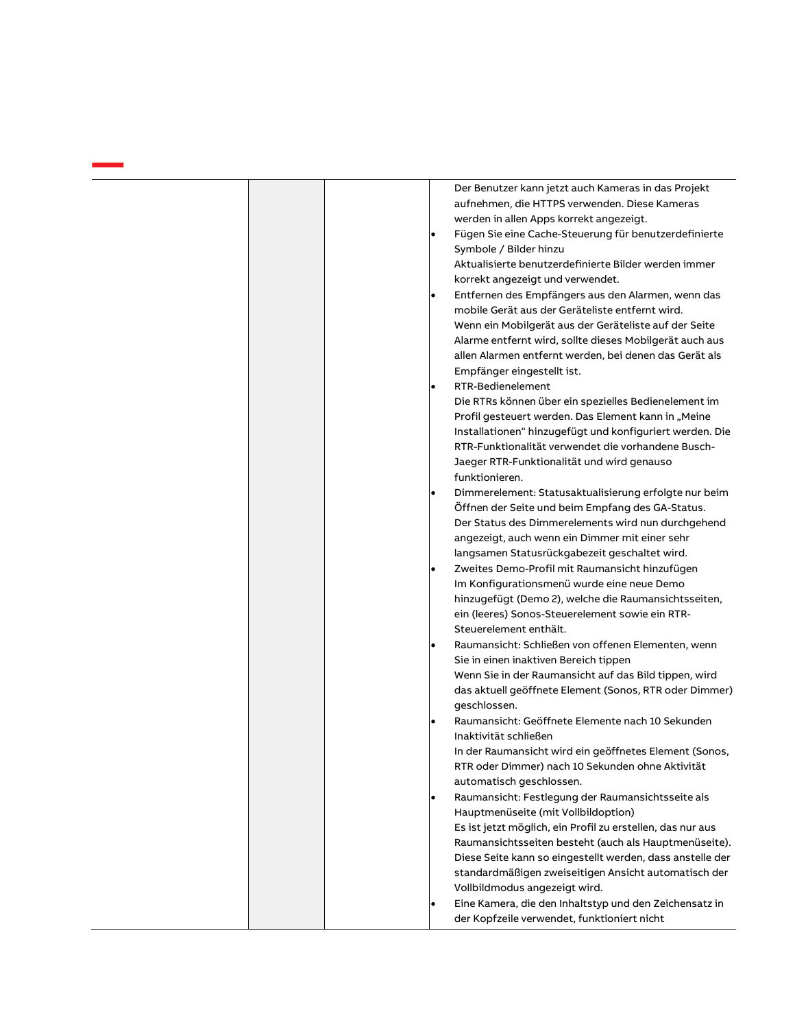| | | | |
|---|---|---|---|
| | | | Der Benutzer kann jetzt auch Kameras in das Projekt aufnehmen, die HTTPS verwenden. Diese Kameras werden in allen Apps korrekt angezeigt.<br>• Fügen Sie eine Cache-Steuerung für benutzerdefinierte Symbole / Bilder hinzu<br>Aktualisierte benutzerdefinierte Bilder werden immer korrekt angezeigt und verwendet.<br>• Entfernen des Empfängers aus den Alarmen, wenn das mobile Gerät aus der Geräteliste entfernt wird.<br>Wenn ein Mobilgerät aus der Geräteliste auf der Seite Alarme entfernt wird, sollte dieses Mobilgerät auch aus allen Alarmen entfernt werden, bei denen das Gerät als Empfänger eingestellt ist.<br>• RTR-Bedienelement<br>Die RTRs können über ein spezielles Bedienelement im Profil gesteuert werden. Das Element kann in „Meine Installationen" hinzugefügt und konfiguriert werden. Die RTR-Funktionalität verwendet die vorhandene Busch-Jaeger RTR-Funktionalität und wird genauso funktionieren.<br>• Dimmerelement: Statusaktualisierung erfolgte nur beim Öffnen der Seite und beim Empfang des GA-Status.<br>Der Status des Dimmerelements wird nun durchgehend angezeigt, auch wenn ein Dimmer mit einer sehr langsamen Statusrückgabezeit geschaltet wird.<br>• Zweites Demo-Profil mit Raumansicht hinzufügen<br>Im Konfigurationsmenü wurde eine neue Demo hinzugefügt (Demo 2), welche die Raumansichtsseiten, ein (leeres) Sonos-Steuerelement sowie ein RTR-Steuerelement enthält.<br>• Raumansicht: Schließen von offenen Elementen, wenn Sie in einen inaktiven Bereich tippen<br>Wenn Sie in der Raumansicht auf das Bild tippen, wird das aktuell geöffnete Element (Sonos, RTR oder Dimmer) geschlossen.<br>• Raumansicht: Geöffnete Elemente nach 10 Sekunden Inaktivität schließen<br>In der Raumansicht wird ein geöffnetes Element (Sonos, RTR oder Dimmer) nach 10 Sekunden ohne Aktivität automatisch geschlossen.<br>• Raumansicht: Festlegung der Raumansichtsseite als Hauptmenüseite (mit Vollbildoption)<br>Es ist jetzt möglich, ein Profil zu erstellen, das nur aus Raumansichtsseiten besteht (auch als Hauptmenüseite). Diese Seite kann so eingestellt werden, dass anstelle der standardmäßigen zweiseitigen Ansicht automatisch der Vollbildmodus angezeigt wird.<br>• Eine Kamera, die den Inhaltstyp und den Zeichensatz in der Kopfzeile verwendet, funktioniert nicht |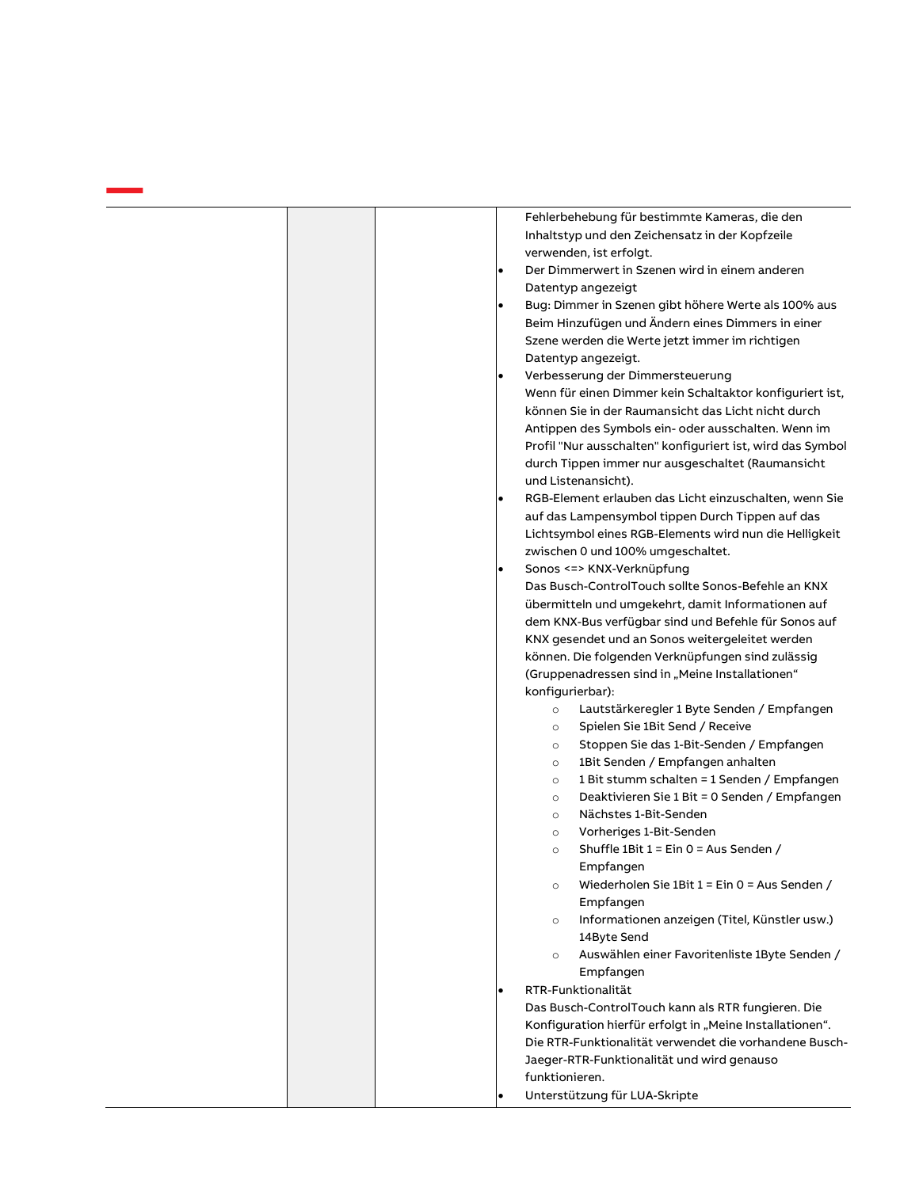| | | | |
|---|---|---|---|
| | | | Fehlerbehebung für bestimmte Kameras, die den Inhaltstyp und den Zeichensatz in der Kopfzeile verwenden, ist erfolgt.<br>• Der Dimmerwert in Szenen wird in einem anderen Datentyp angezeigt<br>• Bug: Dimmer in Szenen gibt höhere Werte als 100% aus Beim Hinzufügen und Ändern eines Dimmers in einer Szene werden die Werte jetzt immer im richtigen Datentyp angezeigt.<br>• Verbesserung der Dimmersteuerung Wenn für einen Dimmer kein Schaltaktor konfiguriert ist, können Sie in der Raumansicht das Licht nicht durch Antippen des Symbols ein- oder ausschalten. Wenn im Profil "Nur ausschalten" konfiguriert ist, wird das Symbol durch Tippen immer nur ausgeschaltet (Raumansicht und Listenansicht).<br>• RGB-Element erlauben das Licht einzuschalten, wenn Sie auf das Lampensymbol tippen Durch Tippen auf das Lichtsymbol eines RGB-Elements wird nun die Helligkeit zwischen 0 und 100% umgeschaltet.<br>• Sonos <=> KNX-Verknüpfung Das Busch-ControlTouch sollte Sonos-Befehle an KNX übermitteln und umgekehrt, damit Informationen auf dem KNX-Bus verfügbar sind und Befehle für Sonos auf KNX gesendet und an Sonos weitergeleitet werden können. Die folgenden Verknüpfungen sind zulässig (Gruppenadressen sind in „Meine Installationen“ konfigurierbar):<br>&nbsp;&nbsp;&nbsp;&nbsp;○ Lautstärkeregler 1 Byte Senden / Empfangen<br>&nbsp;&nbsp;&nbsp;&nbsp;○ Spielen Sie 1Bit Send / Receive<br>&nbsp;&nbsp;&nbsp;&nbsp;○ Stoppen Sie das 1-Bit-Senden / Empfangen<br>&nbsp;&nbsp;&nbsp;&nbsp;○ 1Bit Senden / Empfangen anhalten<br>&nbsp;&nbsp;&nbsp;&nbsp;○ 1 Bit stumm schalten = 1 Senden / Empfangen<br>&nbsp;&nbsp;&nbsp;&nbsp;○ Deaktivieren Sie 1 Bit = 0 Senden / Empfangen<br>&nbsp;&nbsp;&nbsp;&nbsp;○ Nächstes 1-Bit-Senden<br>&nbsp;&nbsp;&nbsp;&nbsp;○ Vorheriges 1-Bit-Senden<br>&nbsp;&nbsp;&nbsp;&nbsp;○ Shuffle 1Bit 1 = Ein 0 = Aus Senden / Empfangen<br>&nbsp;&nbsp;&nbsp;&nbsp;○ Wiederholen Sie 1Bit 1 = Ein 0 = Aus Senden / Empfangen<br>&nbsp;&nbsp;&nbsp;&nbsp;○ Informationen anzeigen (Titel, Künstler usw.) 14Byte Send<br>&nbsp;&nbsp;&nbsp;&nbsp;○ Auswählen einer Favoritenliste 1Byte Senden / Empfangen<br>• RTR-Funktionalität Das Busch-ControlTouch kann als RTR fungieren. Die Konfiguration hierfür erfolgt in „Meine Installationen“. Die RTR-Funktionalität verwendet die vorhandene Busch-Jaeger-RTR-Funktionalität und wird genauso funktionieren.<br>• Unterstützung für LUA-Skripte |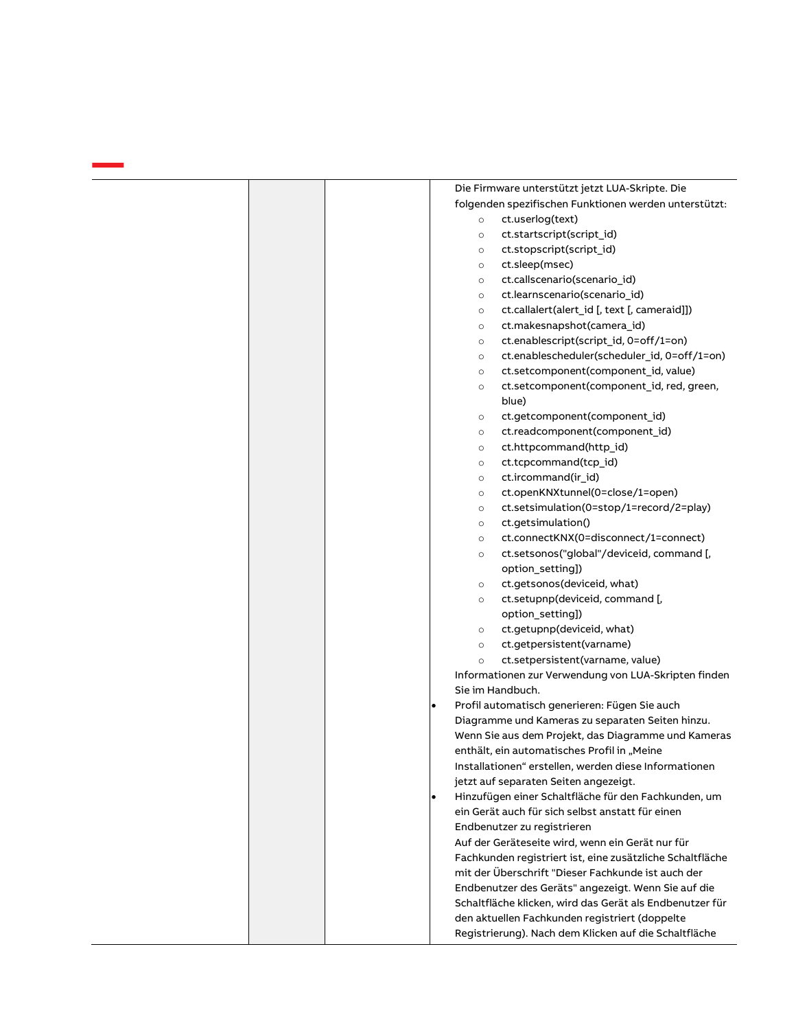| | | | |
|---|---|---|---|
| | | | Die Firmware unterstützt jetzt LUA-Skripte. Die folgenden spezifischen Funktionen werden unterstützt:<br>◦ ct.userlog(text)<br>◦ ct.startscript(script_id)<br>◦ ct.stopscript(script_id)<br>◦ ct.sleep(msec)<br>◦ ct.callscenario(scenario_id)<br>◦ ct.learnscenario(scenario_id)<br>◦ ct.callalert(alert_id [, text [, cameraid]])<br>◦ ct.makesnapshot(camera_id)<br>◦ ct.enablescript(script_id, 0=off/1=on)<br>◦ ct.enablescheduler(scheduler_id, 0=off/1=on)<br>◦ ct.setcomponent(component_id, value)<br>◦ ct.setcomponent(component_id, red, green, blue)<br>◦ ct.getcomponent(component_id)<br>◦ ct.readcomponent(component_id)<br>◦ ct.httpcommand(http_id)<br>◦ ct.tcpcommand(tcp_id)<br>◦ ct.ircommand(ir_id)<br>◦ ct.openKNXtunnel(0=close/1=open)<br>◦ ct.setsimulation(0=stop/1=record/2=play)<br>◦ ct.getsimulation()<br>◦ ct.connectKNX(0=disconnect/1=connect)<br>◦ ct.setsonos("global"/deviceid, command [, option_setting])<br>◦ ct.getsonos(deviceid, what)<br>◦ ct.setupnp(deviceid, command [, option_setting])<br>◦ ct.getupnp(deviceid, what)<br>◦ ct.getpersistent(varname)<br>◦ ct.setpersistent(varname, value)<br>Informationen zur Verwendung von LUA-Skripten finden Sie im Handbuch.<br>• Profil automatisch generieren: Fügen Sie auch Diagramme und Kameras zu separaten Seiten hinzu. Wenn Sie aus dem Projekt, das Diagramme und Kameras enthält, ein automatisches Profil in „Meine Installationen" erstellen, werden diese Informationen jetzt auf separaten Seiten angezeigt.<br>• Hinzufügen einer Schaltfläche für den Fachkunden, um ein Gerät auch für sich selbst anstatt für einen Endbenutzer zu registrieren<br>Auf der Geräteseite wird, wenn ein Gerät nur für Fachkunden registriert ist, eine zusätzliche Schaltfläche mit der Überschrift "Dieser Fachkunde ist auch der Endbenutzer des Geräts" angezeigt. Wenn Sie auf die Schaltfläche klicken, wird das Gerät als Endbenutzer für den aktuellen Fachkunden registriert (doppelte Registrierung). Nach dem Klicken auf die Schaltfläche |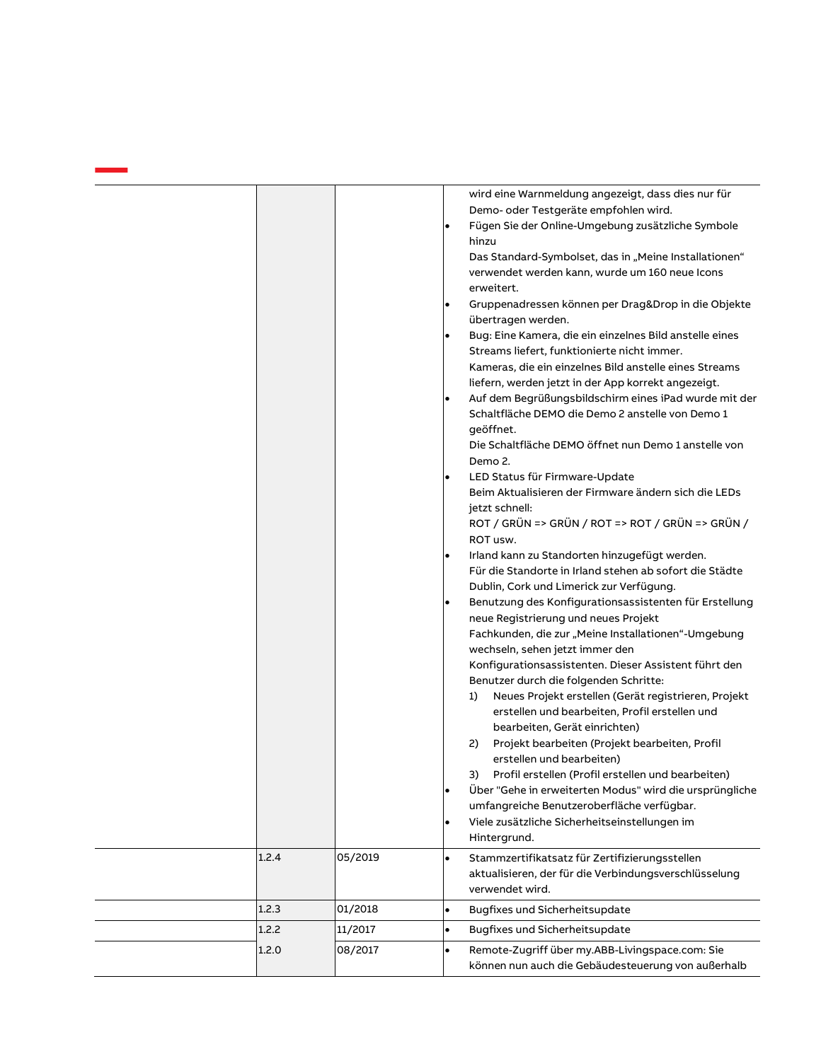| | | | |
|---|---|---|---|
| | | | wird eine Warnmeldung angezeigt, dass dies nur für Demo- oder Testgeräte empfohlen wird.<br>• Fügen Sie der Online-Umgebung zusätzliche Symbole hinzu<br>Das Standard-Symbolset, das in „Meine Installationen“ verwendet werden kann, wurde um 160 neue Icons erweitert.<br>• Gruppenadressen können per Drag&Drop in die Objekte übertragen werden.<br>• Bug: Eine Kamera, die ein einzelnes Bild anstelle eines Streams liefert, funktionierte nicht immer.<br>Kameras, die ein einzelnes Bild anstelle eines Streams liefern, werden jetzt in der App korrekt angezeigt.<br>• Auf dem Begrüßungsbildschirm eines iPad wurde mit der Schaltfläche DEMO die Demo 2 anstelle von Demo 1 geöffnet.<br>Die Schaltfläche DEMO öffnet nun Demo 1 anstelle von Demo 2.<br>• LED Status für Firmware-Update<br>Beim Aktualisieren der Firmware ändern sich die LEDs jetzt schnell:<br>ROT / GRÜN => GRÜN / ROT => ROT / GRÜN => GRÜN / ROT usw.<br>• Irland kann zu Standorten hinzugefügt werden.<br>Für die Standorte in Irland stehen ab sofort die Städte Dublin, Cork und Limerick zur Verfügung.<br>• Benutzung des Konfigurationsassistenten für Erstellung neue Registrierung und neues Projekt<br>Fachkunden, die zur „Meine Installationen“-Umgebung wechseln, sehen jetzt immer den Konfigurationsassistenten. Dieser Assistent führt den Benutzer durch die folgenden Schritte:<br>1) Neues Projekt erstellen (Gerät registrieren, Projekt erstellen und bearbeiten, Profil erstellen und bearbeiten, Gerät einrichten)<br>2) Projekt bearbeiten (Projekt bearbeiten, Profil erstellen und bearbeiten)<br>3) Profil erstellen (Profil erstellen und bearbeiten)<br>• Über "Gehe in erweiterten Modus" wird die ursprüngliche umfangreiche Benutzeroberfläche verfügbar.<br>• Viele zusätzliche Sicherheitseinstellungen im Hintergrund. |
| | 1.2.4 | 05/2019 | • Stammzertifikatsatz für Zertifizierungsstellen aktualisieren, der für die Verbindungsverschlüsselung verwendet wird. |
| | 1.2.3 | 01/2018 | • Bugfixes und Sicherheitsupdate |
| | 1.2.2 | 11/2017 | • Bugfixes und Sicherheitsupdate |
| | 1.2.0 | 08/2017 | • Remote-Zugriff über my.ABB-Livingspace.com: Sie können nun auch die Gebäudesteuerung von außerhalb |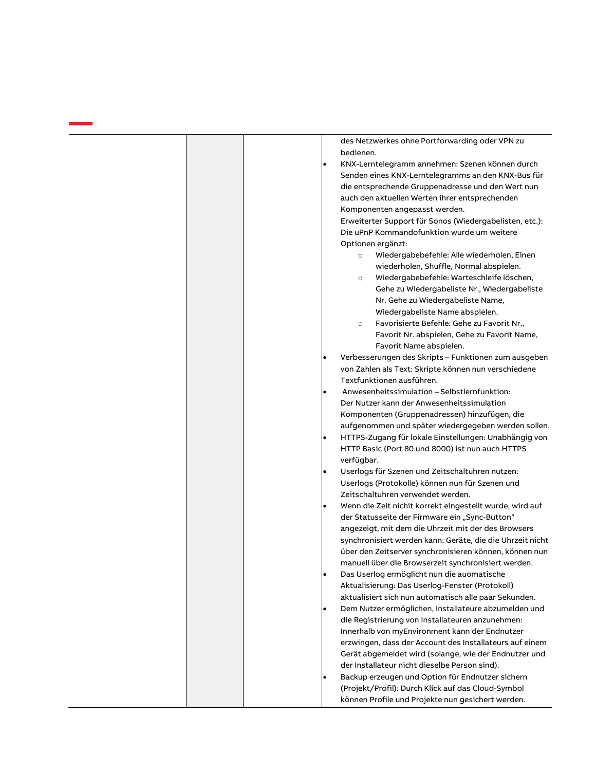| | | | des Netzwerkes ohne Portforwarding oder VPN zu bedienen.<br>• KNX-Lerntelegramm annehmen: Szenen können durch Senden eines KNX-Lerntelegramms an den KNX-Bus für die entsprechende Gruppenadresse und den Wert nun auch den aktuellen Werten ihrer entsprechenden Komponenten angepasst werden.<br>Erweiterter Support für Sonos (Wiedergabelisten, etc.): Die uPnP Kommandofunktion wurde um weitere Optionen ergänzt:<br>○ Wiedergabebefehle: Alle wiederholen, Einen wiederholen, Shuffle, Normal abspielen.<br>○ Wiedergabebefehle: Warteschleife löschen, Gehe zu Wiedergabeliste Nr., Wiedergabeliste Nr. Gehe zu Wiedergabeliste Name, Wiedergabeliste Name abspielen.<br>○ Favorisierte Befehle: Gehe zu Favorit Nr., Favorit Nr. abspielen, Gehe zu Favorit Name, Favorit Name abspielen.<br>• Verbesserungen des Skripts – Funktionen zum ausgeben von Zahlen als Text: Skripte können nun verschiedene Textfunktionen ausführen.<br>• Anwesenheitssimulation – Selbstlernfunktion: Der Nutzer kann der Anwesenheitssimulation Komponenten (Gruppenadressen) hinzufügen, die aufgenommen und später wiedergegeben werden sollen.<br>• HTTPS-Zugang für lokale Einstellungen: Unabhängig von HTTP Basic (Port 80 und 8000) ist nun auch HTTPS verfügbar.<br>• Userlogs für Szenen und Zeitschaltuhren nutzen: Userlogs (Protokolle) können nun für Szenen und Zeitschaltuhren verwendet werden.<br>• Wenn die Zeit nicht korrekt eingestellt wurde, wird auf der Statusseite der Firmware ein „Sync-Button“ angezeigt, mit dem die Uhrzeit mit der des Browsers synchronisiert werden kann: Geräte, die die Uhrzeit nicht über den Zeitserver synchronisieren können, können nun manuell über die Browserzeit synchronisiert werden.<br>• Das Userlog ermöglicht nun die auomatische Aktualisierung: Das Userlog-Fenster (Protokoll) aktualisiert sich nun automatisch alle paar Sekunden.<br>• Dem Nutzer ermöglichen, Installateure abzumelden und die Registrierung von Installateuren anzunehmen: Innerhalb von myEnvironment kann der Endnutzer erzwingen, dass der Account des Installateurs auf einem Gerät abgemeldet wird (solange, wie der Endnutzer und der Installateur nicht dieselbe Person sind).<br>• Backup erzeugen und Option für Endnutzer sichern (Projekt/Profil): Durch Klick auf das Cloud-Symbol können Profile und Projekte nun gesichert werden. |
|---|---|---|---|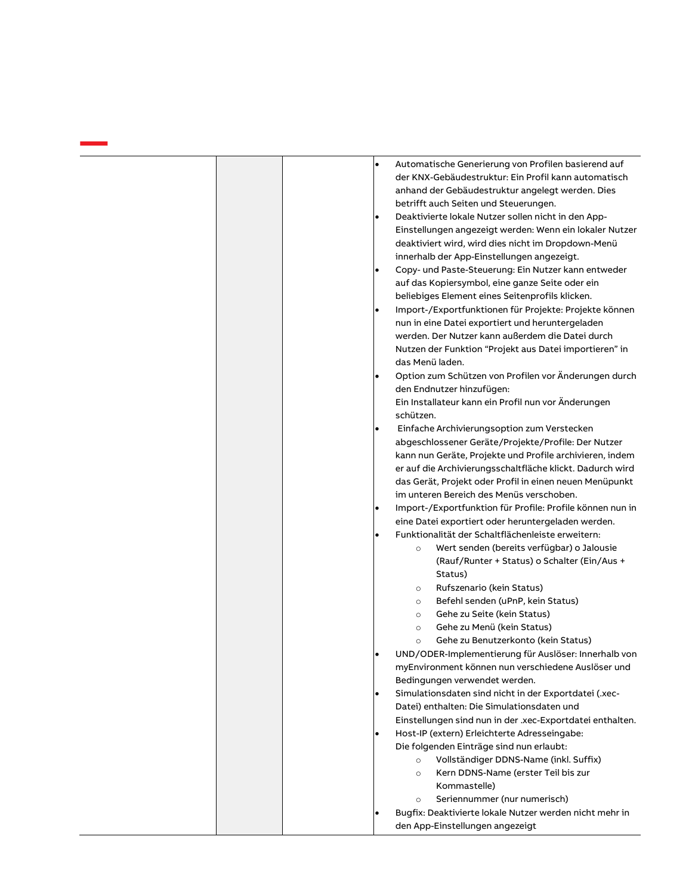| | | | |
|---|---|---|---|
| | | | • Automatische Generierung von Profilen basierend auf der KNX-Gebäudestruktur: Ein Profil kann automatisch anhand der Gebäudestruktur angelegt werden. Dies betrifft auch Seiten und Steuerungen.<br>• Deaktivierte lokale Nutzer sollen nicht in den App-Einstellungen angezeigt werden: Wenn ein lokaler Nutzer deaktiviert wird, wird dies nicht im Dropdown-Menü innerhalb der App-Einstellungen angezeigt.<br>• Copy- und Paste-Steuerung: Ein Nutzer kann entweder auf das Kopiersymbol, eine ganze Seite oder ein beliebiges Element eines Seitenprofils klicken.<br>• Import-/Exportfunktionen für Projekte: Projekte können nun in eine Datei exportiert und heruntergeladen werden. Der Nutzer kann außerdem die Datei durch Nutzen der Funktion "Projekt aus Datei importieren" in das Menü laden.<br>• Option zum Schützen von Profilen vor Änderungen durch den Endnutzer hinzufügen:<br>Ein Installateur kann ein Profil nun vor Änderungen schützen.<br>• Einfache Archivierungsoption zum Verstecken abgeschlossener Geräte/Projekte/Profile: Der Nutzer kann nun Geräte, Projekte und Profile archivieren, indem er auf die Archivierungsschaltfläche klickt. Dadurch wird das Gerät, Projekt oder Profil in einen neuen Menüpunkt im unteren Bereich des Menüs verschoben.<br>• Import-/Exportfunktion für Profile: Profile können nun in eine Datei exportiert oder heruntergeladen werden.<br>• Funktionalität der Schaltflächenleiste erweitern:<br>  ◦ Wert senden (bereits verfügbar) o Jalousie (Rauf/Runter + Status) o Schalter (Ein/Aus + Status)<br>  ◦ Rufszenario (kein Status)<br>  ◦ Befehl senden (uPnP, kein Status)<br>  ◦ Gehe zu Seite (kein Status)<br>  ◦ Gehe zu Menü (kein Status)<br>  ◦ Gehe zu Benutzerkonto (kein Status)<br>• UND/ODER-Implementierung für Auslöser: Innerhalb von myEnvironment können nun verschiedene Auslöser und Bedingungen verwendet werden.<br>• Simulationsdaten sind nicht in der Exportdatei (.xec-Datei) enthalten: Die Simulationsdaten und Einstellungen sind nun in der .xec-Exportdatei enthalten.<br>• Host-IP (extern) Erleichterte Adresseingabe:<br>Die folgenden Einträge sind nun erlaubt:<br>  ◦ Vollständiger DDNS-Name (inkl. Suffix)<br>  ◦ Kern DDNS-Name (erster Teil bis zur Kommastelle)<br>  ◦ Seriennummer (nur numerisch)<br>• Bugfix: Deaktivierte lokale Nutzer werden nicht mehr in den App-Einstellungen angezeigt |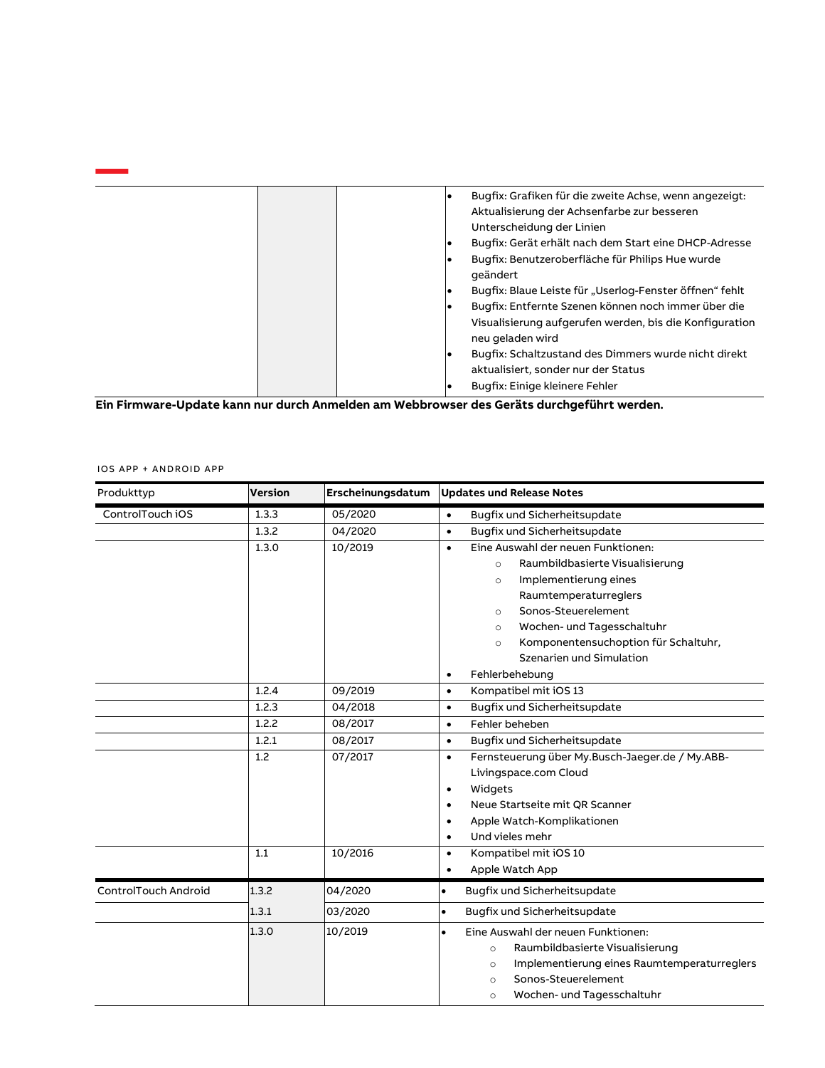| | | | |
|---|---|---|---|
| | | | • Bugfix: Grafiken für die zweite Achse, wenn angezeigt: Aktualisierung der Achsenfarbe zur besseren Unterscheidung der Linien<br>• Bugfix: Gerät erhält nach dem Start eine DHCP-Adresse<br>• Bugfix: Benutzeroberfläche für Philips Hue wurde geändert<br>• Bugfix: Blaue Leiste für „Userlog-Fenster öffnen" fehlt<br>• Bugfix: Entfernte Szenen können noch immer über die Visualisierung aufgerufen werden, bis die Konfiguration neu geladen wird<br>• Bugfix: Schaltzustand des Dimmers wurde nicht direkt aktualisiert, sondern nur der Status<br>• Bugfix: Einige kleinere Fehler |

**Ein Firmware-Update kann nur durch Anmelden am Webbrowser des Geräts durchgeführt werden.**

IOS APP + ANDROID APP

| Produkttyp | Version | Erscheinungsdatum | Updates und Release Notes |
|---|---|---|---|
| ControlTouch iOS | 1.3.3 | 05/2020 | • Bugfix und Sicherheitsupdate |
| | 1.3.2 | 04/2020 | • Bugfix und Sicherheitsupdate |
| | 1.3.0 | 10/2019 | • Eine Auswahl der neuen Funktionen:<br>  ○ Raumbildbasierte Visualisierung<br>  ○ Implementierung eines Raumtemperaturreglers<br>  ○ Sonos-Steuerelement<br>  ○ Wochen- und Tagesschaltuhr<br>  ○ Komponentensuchoption für Schaltuhr, Szenarien und Simulation<br>• Fehlerbehebung |
| | 1.2.4 | 09/2019 | • Kompatibel mit iOS 13 |
| | 1.2.3 | 04/2018 | • Bugfix und Sicherheitsupdate |
| | 1.2.2 | 08/2017 | • Fehler beheben |
| | 1.2.1 | 08/2017 | • Bugfix und Sicherheitsupdate |
| | 1.2 | 07/2017 | • Fernsteuerung über My.Busch-Jaeger.de / My.ABB-Livingspace.com Cloud<br>• Widgets<br>• Neue Startseite mit QR Scanner<br>• Apple Watch-Komplikationen<br>• Und vieles mehr |
| | 1.1 | 10/2016 | • Kompatibel mit iOS 10<br>• Apple Watch App |
| ControlTouch Android | 1.3.2 | 04/2020 | • Bugfix und Sicherheitsupdate |
| | 1.3.1 | 03/2020 | • Bugfix und Sicherheitsupdate |
| | 1.3.0 | 10/2019 | • Eine Auswahl der neuen Funktionen:<br>  ○ Raumbildbasierte Visualisierung<br>  ○ Implementierung eines Raumtemperaturreglers<br>  ○ Sonos-Steuerelement<br>  ○ Wochen- und Tagesschaltuhr |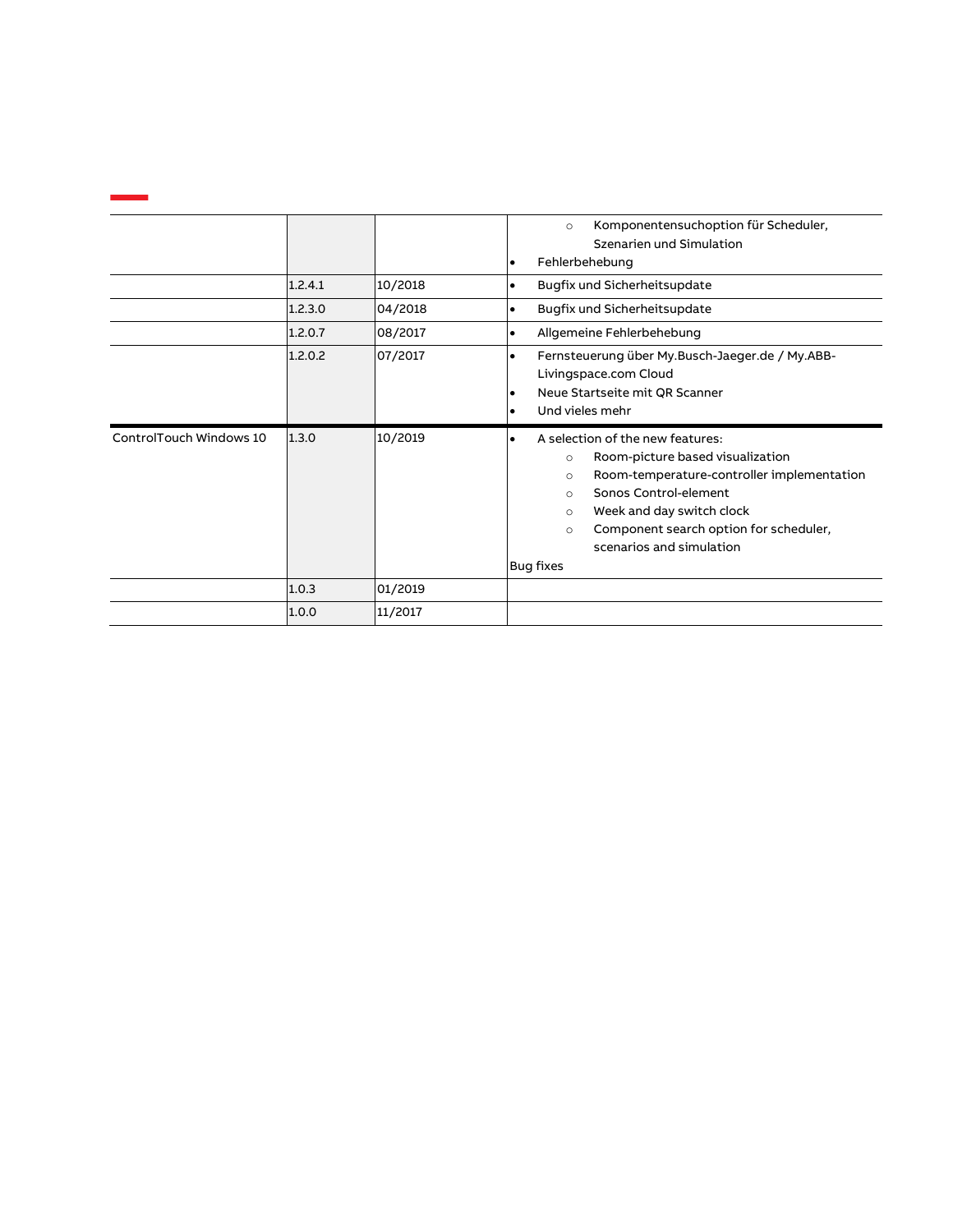| | | | |
|---|---|---|---|
| | | | ○ Komponentensuchoption für Scheduler, Szenarien und Simulation<br>• Fehlerbehebung |
| | 1.2.4.1 | 10/2018 | • Bugfix und Sicherheitsupdate |
| | 1.2.3.0 | 04/2018 | • Bugfix und Sicherheitsupdate |
| | 1.2.0.7 | 08/2017 | • Allgemeine Fehlerbehebung |
| | 1.2.0.2 | 07/2017 | • Fernsteuerung über My.Busch-Jaeger.de / My.ABB-Livingspace.com Cloud<br>• Neue Startseite mit QR Scanner<br>• Und vieles mehr |
| ControlTouch Windows 10 | 1.3.0 | 10/2019 | • A selection of the new features:<br>○ Room-picture based visualization<br>○ Room-temperature-controller implementation<br>○ Sonos Control-element<br>○ Week and day switch clock<br>○ Component search option for scheduler, scenarios and simulation<br>Bug fixes |
| | 1.0.3 | 01/2019 | |
| | 1.0.0 | 11/2017 | |